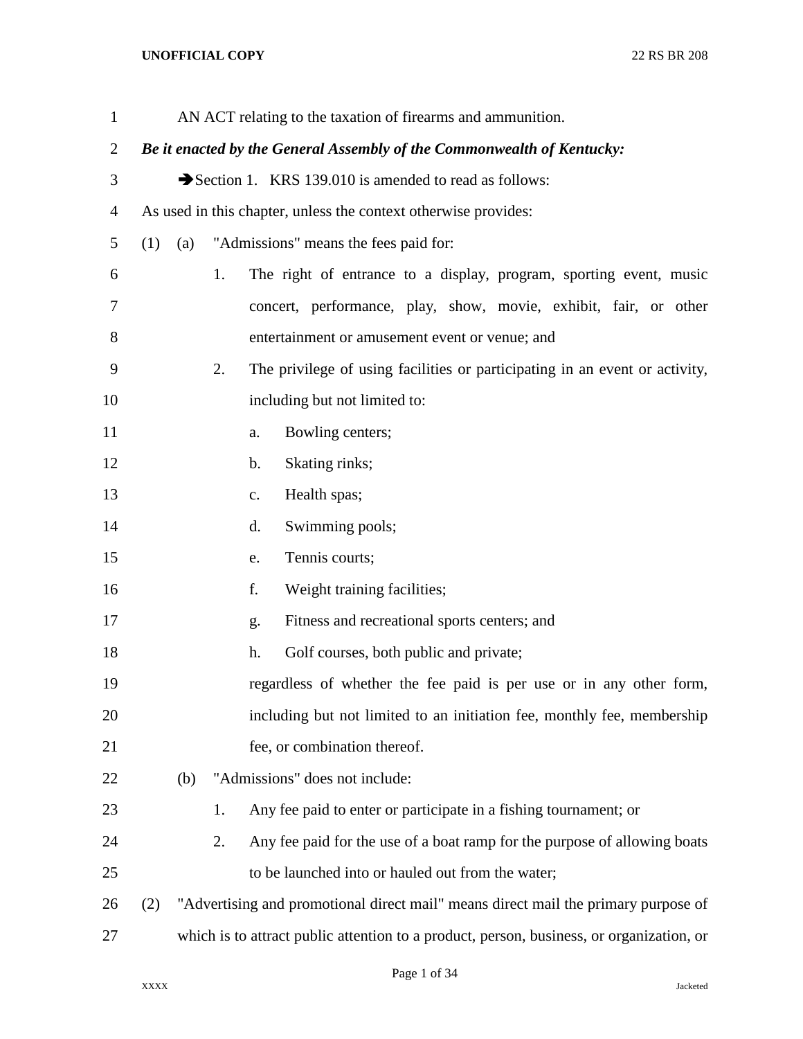AN ACT relating to the taxation of firearms and ammunition.

***Be it enacted by the General Assembly of the Commonwealth of Kentucky:***

➔Section 1. KRS 139.010 is amended to read as follows:

As used in this chapter, unless the context otherwise provides:

(1) (a) "Admissions" means the fees paid for:

1. The right of entrance to a display, program, sporting event, music concert, performance, play, show, movie, exhibit, fair, or other entertainment or amusement event or venue; and

2. The privilege of using facilities or participating in an event or activity, including but not limited to:

a. Bowling centers;

b. Skating rinks;

c. Health spas;

d. Swimming pools;

e. Tennis courts;

f. Weight training facilities;

g. Fitness and recreational sports centers; and

h. Golf courses, both public and private;

regardless of whether the fee paid is per use or in any other form, including but not limited to an initiation fee, monthly fee, membership fee, or combination thereof.

(b) "Admissions" does not include:

1. Any fee paid to enter or participate in a fishing tournament; or

2. Any fee paid for the use of a boat ramp for the purpose of allowing boats to be launched into or hauled out from the water;

(2) "Advertising and promotional direct mail" means direct mail the primary purpose of which is to attract public attention to a product, person, business, or organization, or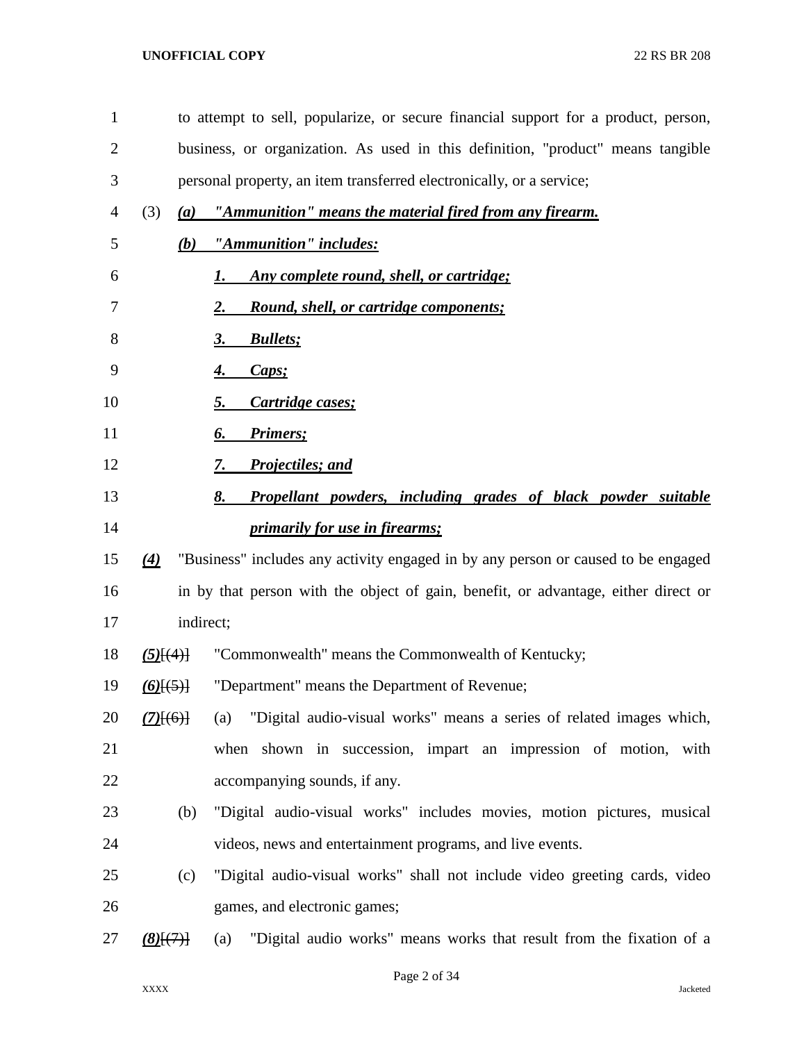to attempt to sell, popularize, or secure financial support for a product, person, business, or organization. As used in this definition, "product" means tangible personal property, an item transferred electronically, or a service;

(3) ***(a) "Ammunition" means the material fired from any firearm.***

***(b) "Ammunition" includes:***

***1. Any complete round, shell, or cartridge;***

***2. Round, shell, or cartridge components;***

***3. Bullets;***

***4. Caps;***

***5. Cartridge cases;***

***6. Primers;***

***7. Projectiles; and***

***8. Propellant powders, including grades of black powder suitable primarily for use in firearms;***

***(4)*** "Business" includes any activity engaged in by any person or caused to be engaged in by that person with the object of gain, benefit, or advantage, either direct or indirect;

***(5)***[~~(4)~~] "Commonwealth" means the Commonwealth of Kentucky;

***(6)***[~~(5)~~] "Department" means the Department of Revenue;

***(7)***[~~(6)~~] (a) "Digital audio-visual works" means a series of related images which, when shown in succession, impart an impression of motion, with accompanying sounds, if any.

(b) "Digital audio-visual works" includes movies, motion pictures, musical videos, news and entertainment programs, and live events.

(c) "Digital audio-visual works" shall not include video greeting cards, video games, and electronic games;

***(8)***[~~(7)~~] (a) "Digital audio works" means works that result from the fixation of a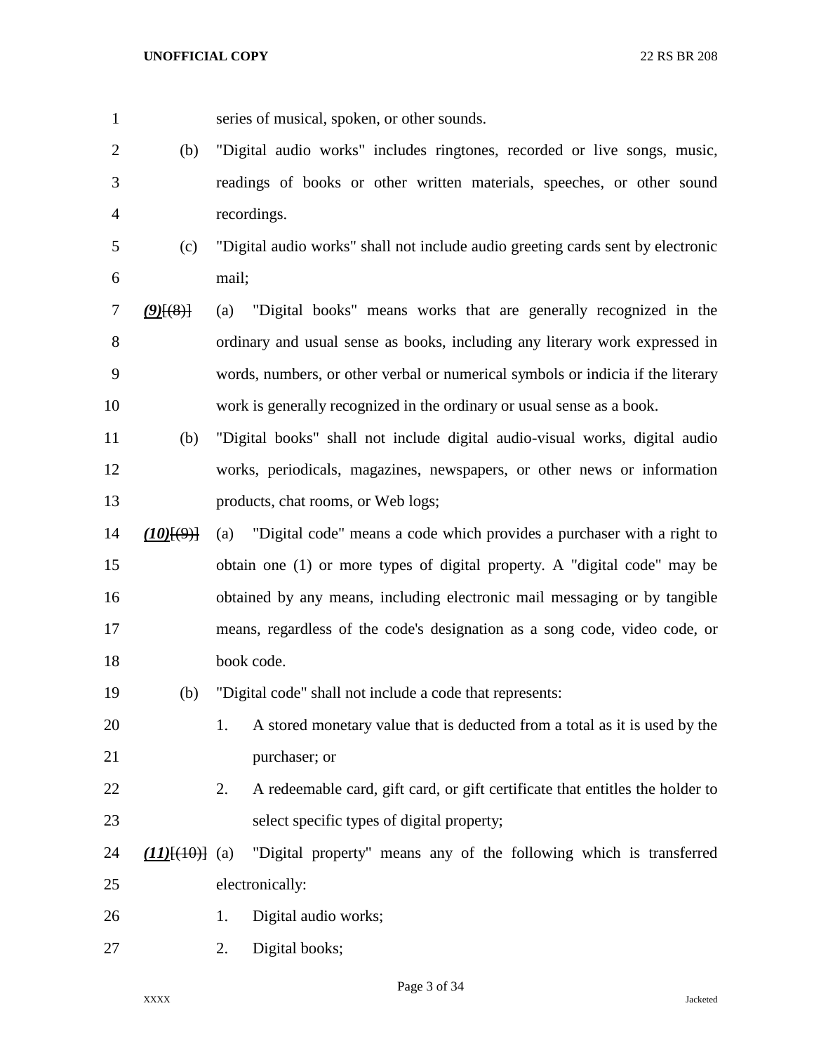series of musical, spoken, or other sounds.

(b) "Digital audio works" includes ringtones, recorded or live songs, music, readings of books or other written materials, speeches, or other sound recordings.

(c) "Digital audio works" shall not include audio greeting cards sent by electronic mail;

***(9)***~~[(8)]~~ (a) "Digital books" means works that are generally recognized in the ordinary and usual sense as books, including any literary work expressed in words, numbers, or other verbal or numerical symbols or indicia if the literary work is generally recognized in the ordinary or usual sense as a book.

(b) "Digital books" shall not include digital audio-visual works, digital audio works, periodicals, magazines, newspapers, or other news or information products, chat rooms, or Web logs;

***(10)***~~[(9)]~~ (a) "Digital code" means a code which provides a purchaser with a right to obtain one (1) or more types of digital property. A "digital code" may be obtained by any means, including electronic mail messaging or by tangible means, regardless of the code's designation as a song code, video code, or book code.

(b) "Digital code" shall not include a code that represents:

1. A stored monetary value that is deducted from a total as it is used by the purchaser; or
2. A redeemable card, gift card, or gift certificate that entitles the holder to select specific types of digital property;

***(11)***~~[(10)]~~ (a) "Digital property" means any of the following which is transferred electronically:

1. Digital audio works;
2. Digital books;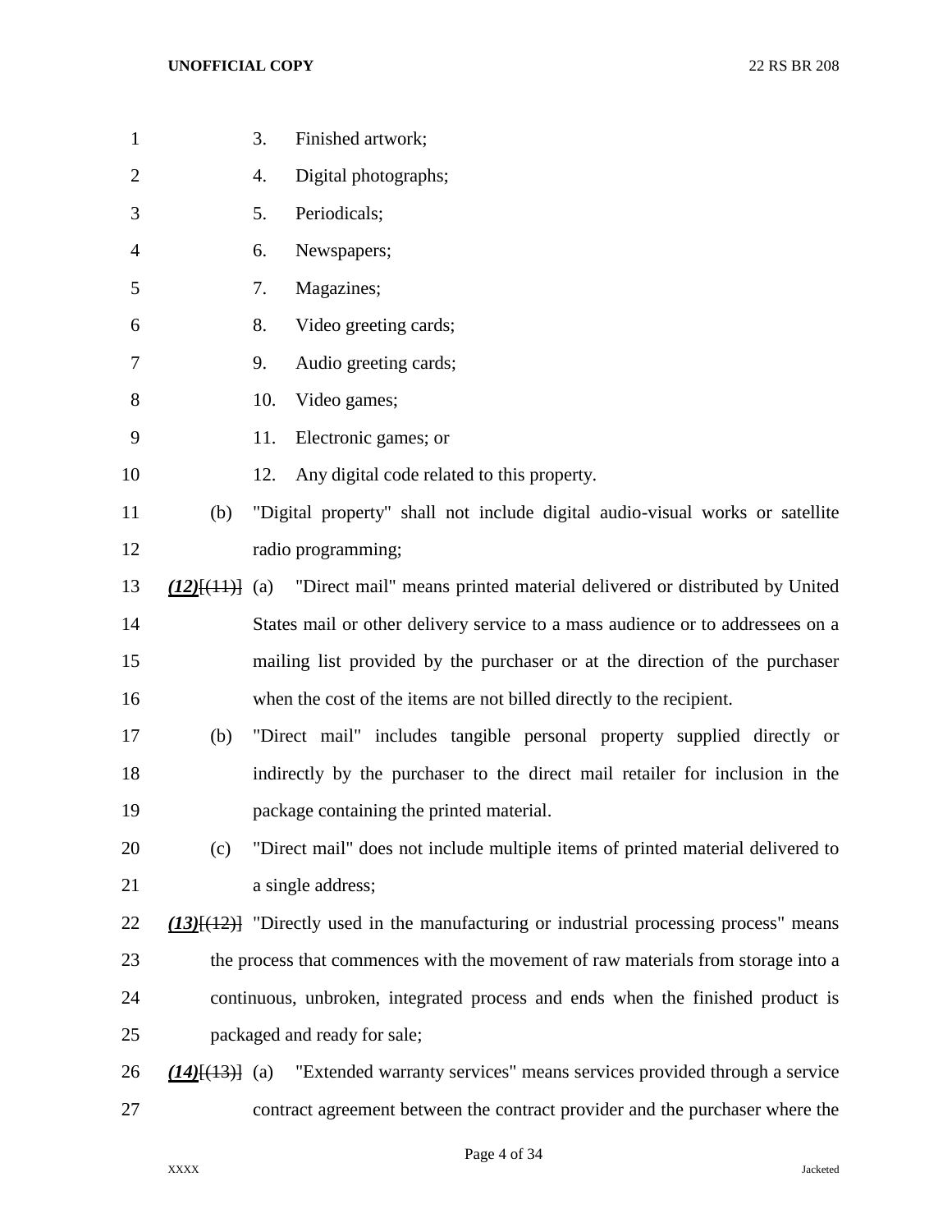3. Finished artwork;

4. Digital photographs;

5. Periodicals;

6. Newspapers;

7. Magazines;

8. Video greeting cards;

9. Audio greeting cards;

10. Video games;

11. Electronic games; or

12. Any digital code related to this property.

(b) "Digital property" shall not include digital audio-visual works or satellite radio programming;

***(12)***~~[(11)]~~ (a) "Direct mail" means printed material delivered or distributed by United States mail or other delivery service to a mass audience or to addressees on a mailing list provided by the purchaser or at the direction of the purchaser when the cost of the items are not billed directly to the recipient.

(b) "Direct mail" includes tangible personal property supplied directly or indirectly by the purchaser to the direct mail retailer for inclusion in the package containing the printed material.

(c) "Direct mail" does not include multiple items of printed material delivered to a single address;

***(13)***~~[(12)]~~ "Directly used in the manufacturing or industrial processing process" means the process that commences with the movement of raw materials from storage into a continuous, unbroken, integrated process and ends when the finished product is packaged and ready for sale;

***(14)***~~[(13)]~~ (a) "Extended warranty services" means services provided through a service contract agreement between the contract provider and the purchaser where the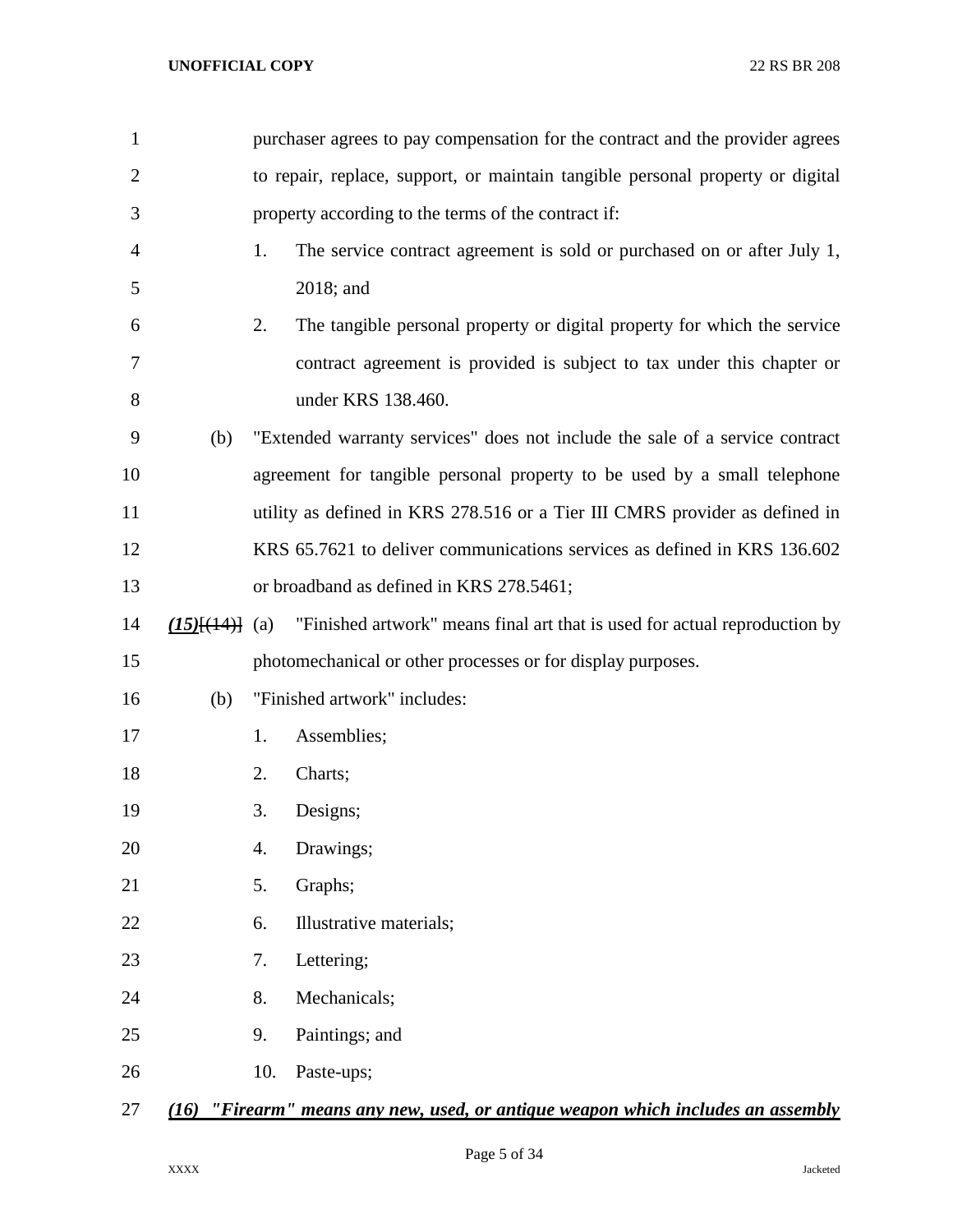purchaser agrees to pay compensation for the contract and the provider agrees to repair, replace, support, or maintain tangible personal property or digital property according to the terms of the contract if:

1. The service contract agreement is sold or purchased on or after July 1, 2018; and
2. The tangible personal property or digital property for which the service contract agreement is provided is subject to tax under this chapter or under KRS 138.460.

(b) "Extended warranty services" does not include the sale of a service contract agreement for tangible personal property to be used by a small telephone utility as defined in KRS 278.516 or a Tier III CMRS provider as defined in KRS 65.7621 to deliver communications services as defined in KRS 136.602 or broadband as defined in KRS 278.5461;

***(15)***~~[(14)]~~ (a) "Finished artwork" means final art that is used for actual reproduction by photomechanical or other processes or for display purposes.

(b) "Finished artwork" includes:

1. Assemblies;
2. Charts;
3. Designs;
4. Drawings;
5. Graphs;
6. Illustrative materials;
7. Lettering;
8. Mechanicals;
9. Paintings; and
10. Paste-ups;

***(16) "Firearm" means any new, used, or antique weapon which includes an assembly***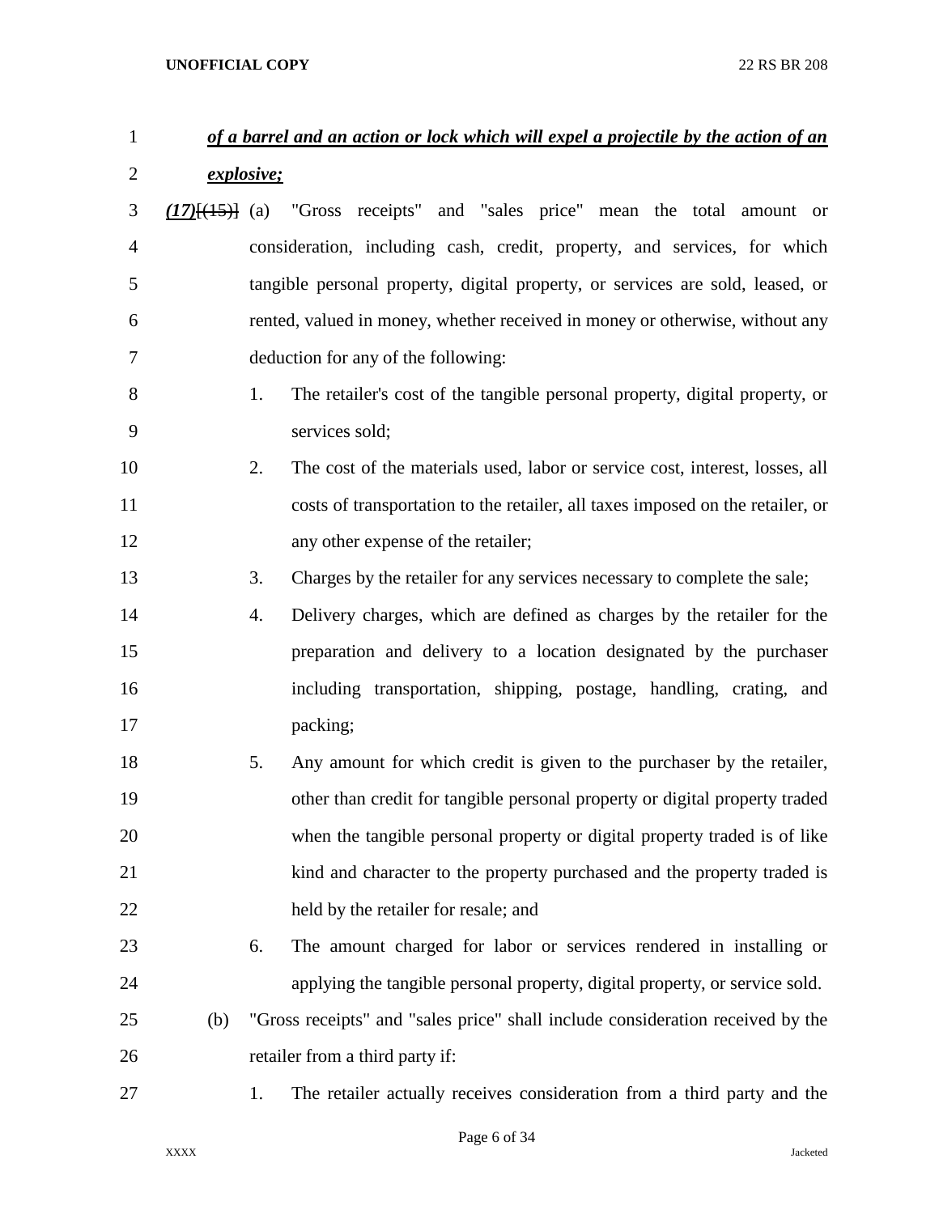***of a barrel and an action or lock which will expel a projectile by the action of an explosive;***

***(17)***[(15)] (a) "Gross receipts" and "sales price" mean the total amount or consideration, including cash, credit, property, and services, for which tangible personal property, digital property, or services are sold, leased, or rented, valued in money, whether received in money or otherwise, without any deduction for any of the following:

1. The retailer's cost of the tangible personal property, digital property, or services sold;
2. The cost of the materials used, labor or service cost, interest, losses, all costs of transportation to the retailer, all taxes imposed on the retailer, or any other expense of the retailer;
3. Charges by the retailer for any services necessary to complete the sale;
4. Delivery charges, which are defined as charges by the retailer for the preparation and delivery to a location designated by the purchaser including transportation, shipping, postage, handling, crating, and packing;
5. Any amount for which credit is given to the purchaser by the retailer, other than credit for tangible personal property or digital property traded when the tangible personal property or digital property traded is of like kind and character to the property purchased and the property traded is held by the retailer for resale; and
6. The amount charged for labor or services rendered in installing or applying the tangible personal property, digital property, or service sold.

(b) "Gross receipts" and "sales price" shall include consideration received by the retailer from a third party if:

1. The retailer actually receives consideration from a third party and the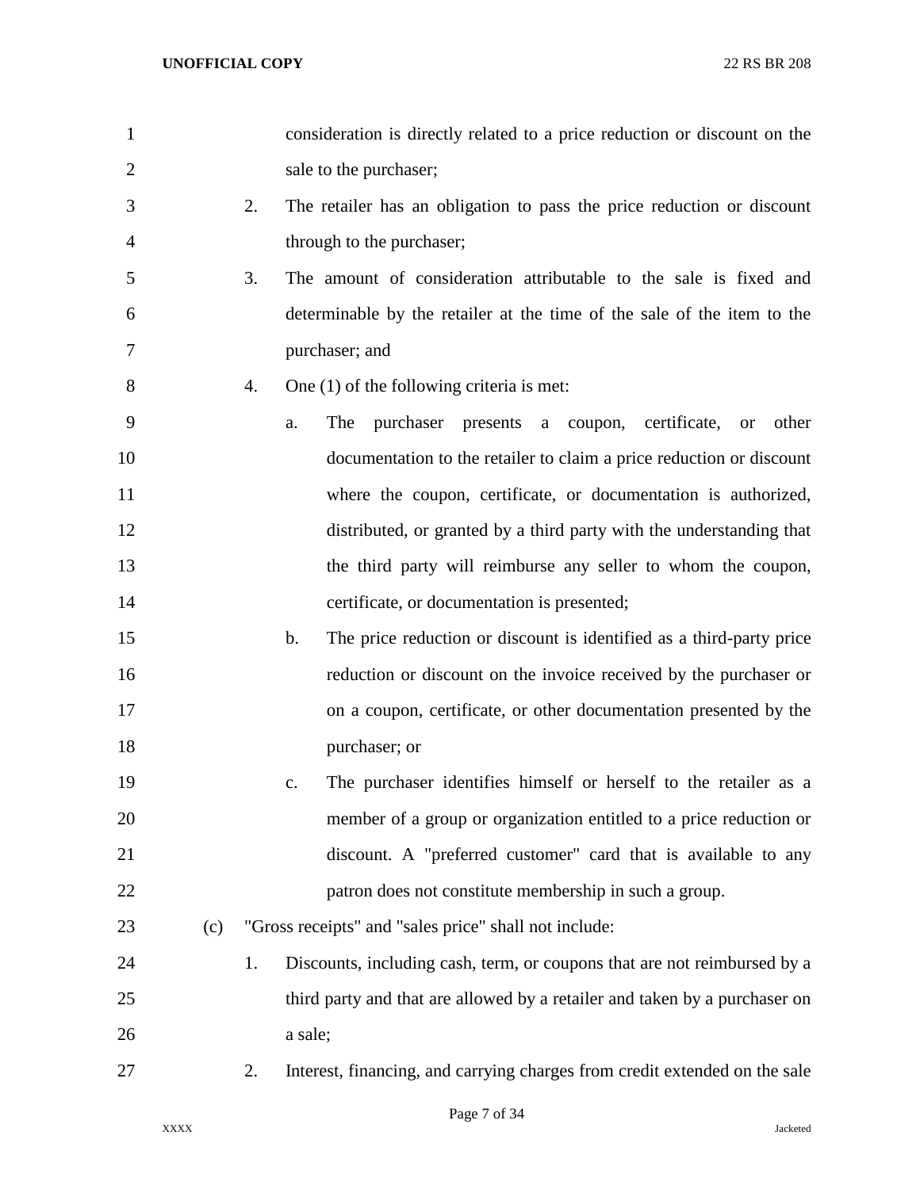consideration is directly related to a price reduction or discount on the sale to the purchaser;

2. The retailer has an obligation to pass the price reduction or discount through to the purchaser;

3. The amount of consideration attributable to the sale is fixed and determinable by the retailer at the time of the sale of the item to the purchaser; and

4. One (1) of the following criteria is met:

   a. The purchaser presents a coupon, certificate, or other documentation to the retailer to claim a price reduction or discount where the coupon, certificate, or documentation is authorized, distributed, or granted by a third party with the understanding that the third party will reimburse any seller to whom the coupon, certificate, or documentation is presented;

   b. The price reduction or discount is identified as a third-party price reduction or discount on the invoice received by the purchaser or on a coupon, certificate, or other documentation presented by the purchaser; or

   c. The purchaser identifies himself or herself to the retailer as a member of a group or organization entitled to a price reduction or discount. A "preferred customer" card that is available to any patron does not constitute membership in such a group.

(c) "Gross receipts" and "sales price" shall not include:

1. Discounts, including cash, term, or coupons that are not reimbursed by a third party and that are allowed by a retailer and taken by a purchaser on a sale;

2. Interest, financing, and carrying charges from credit extended on the sale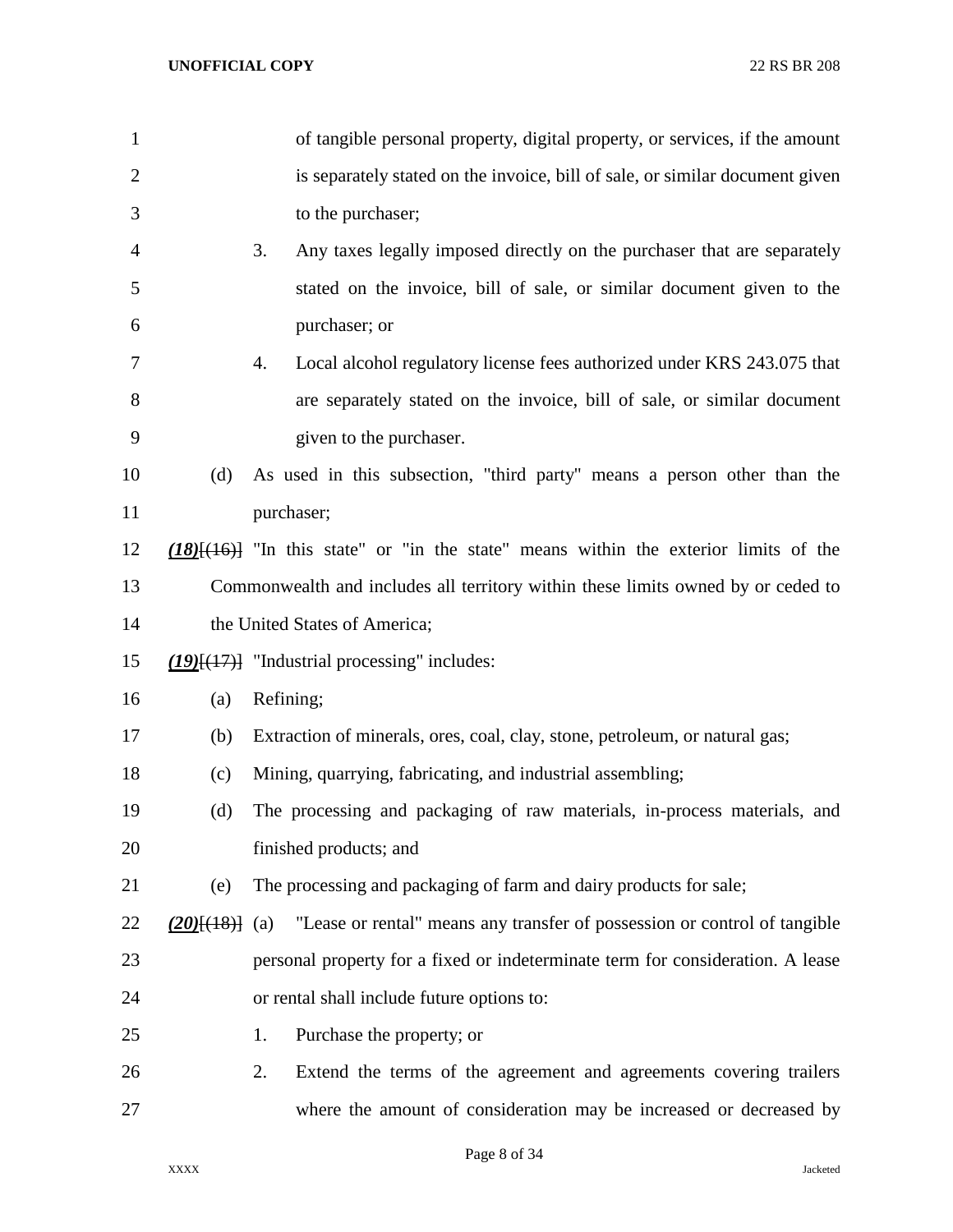of tangible personal property, digital property, or services, if the amount is separately stated on the invoice, bill of sale, or similar document given to the purchaser;

3. Any taxes legally imposed directly on the purchaser that are separately stated on the invoice, bill of sale, or similar document given to the purchaser; or

4. Local alcohol regulatory license fees authorized under KRS 243.075 that are separately stated on the invoice, bill of sale, or similar document given to the purchaser.

(d) As used in this subsection, "third party" means a person other than the purchaser;

***(18)***[~~(16)~~] "In this state" or "in the state" means within the exterior limits of the Commonwealth and includes all territory within these limits owned by or ceded to the United States of America;

***(19)***[~~(17)~~] "Industrial processing" includes:

(a) Refining;

(b) Extraction of minerals, ores, coal, clay, stone, petroleum, or natural gas;

(c) Mining, quarrying, fabricating, and industrial assembling;

(d) The processing and packaging of raw materials, in-process materials, and finished products; and

(e) The processing and packaging of farm and dairy products for sale;

***(20)***[~~(18)~~] (a) "Lease or rental" means any transfer of possession or control of tangible personal property for a fixed or indeterminate term for consideration. A lease or rental shall include future options to:

1. Purchase the property; or

2. Extend the terms of the agreement and agreements covering trailers where the amount of consideration may be increased or decreased by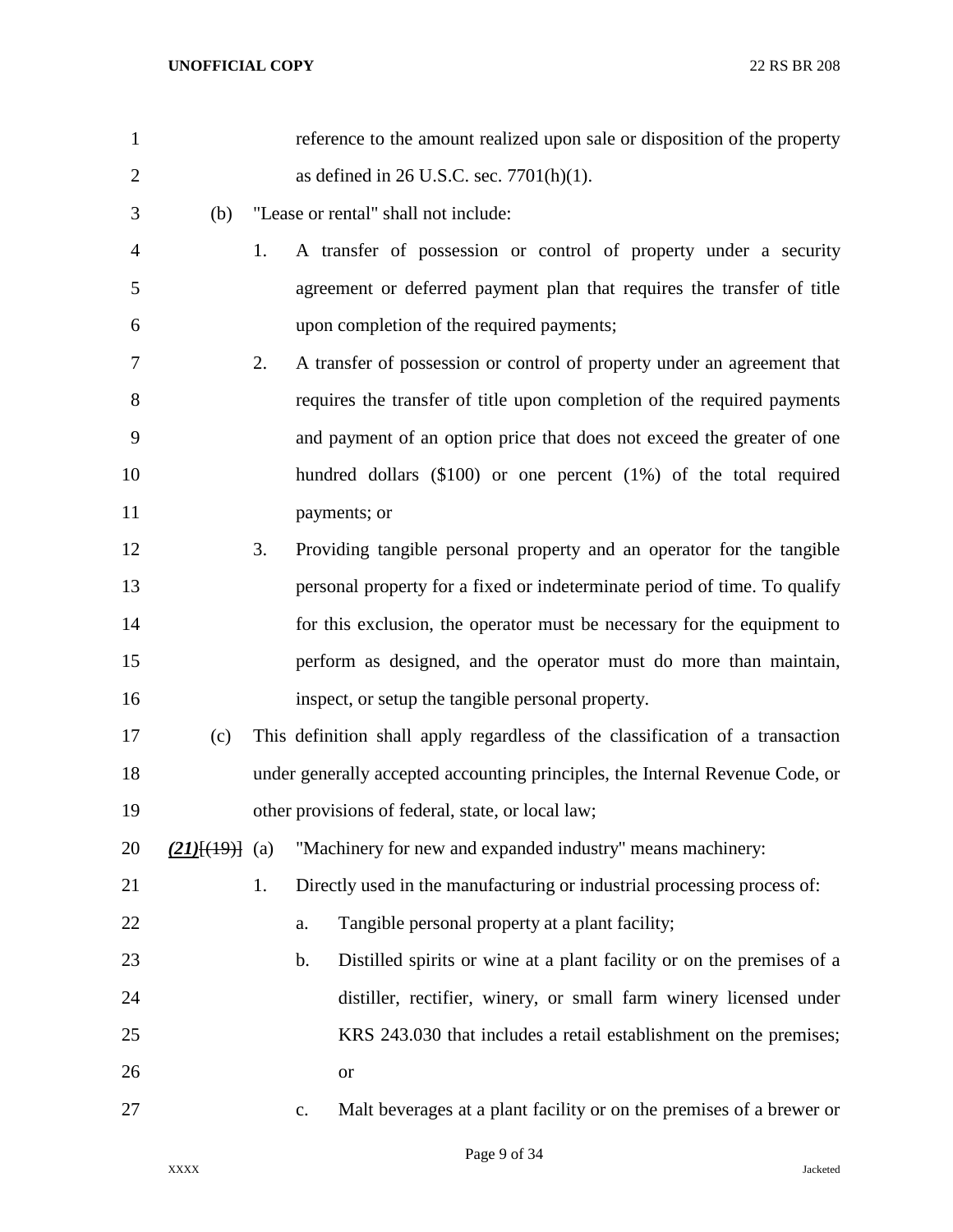reference to the amount realized upon sale or disposition of the property as defined in 26 U.S.C. sec. 7701(h)(1).

(b) "Lease or rental" shall not include:

1. A transfer of possession or control of property under a security agreement or deferred payment plan that requires the transfer of title upon completion of the required payments;

2. A transfer of possession or control of property under an agreement that requires the transfer of title upon completion of the required payments and payment of an option price that does not exceed the greater of one hundred dollars ($100) or one percent (1%) of the total required payments; or

3. Providing tangible personal property and an operator for the tangible personal property for a fixed or indeterminate period of time. To qualify for this exclusion, the operator must be necessary for the equipment to perform as designed, and the operator must do more than maintain, inspect, or setup the tangible personal property.

(c) This definition shall apply regardless of the classification of a transaction under generally accepted accounting principles, the Internal Revenue Code, or other provisions of federal, state, or local law;

***(21)***~~[(19)]~~ (a) "Machinery for new and expanded industry" means machinery:

1. Directly used in the manufacturing or industrial processing process of:

a. Tangible personal property at a plant facility;

b. Distilled spirits or wine at a plant facility or on the premises of a distiller, rectifier, winery, or small farm winery licensed under KRS 243.030 that includes a retail establishment on the premises; or

c. Malt beverages at a plant facility or on the premises of a brewer or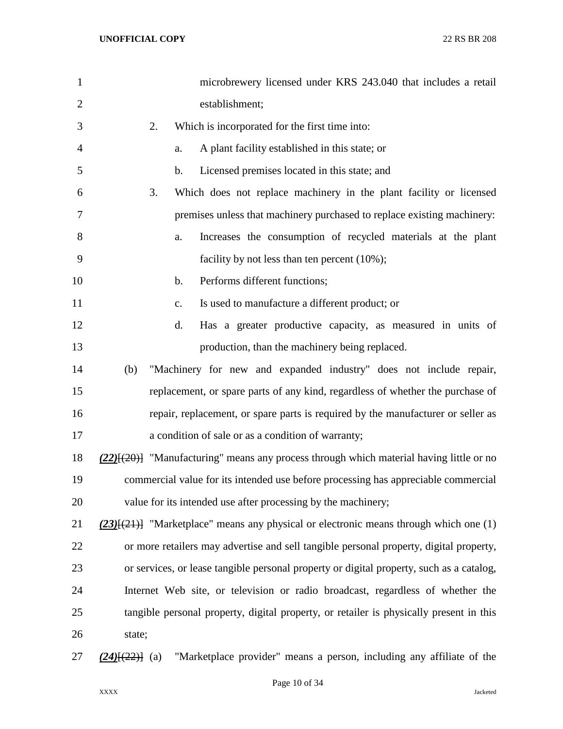microbrewery licensed under KRS 243.040 that includes a retail establishment;

2. Which is incorporated for the first time into:

   a. A plant facility established in this state; or

   b. Licensed premises located in this state; and

3. Which does not replace machinery in the plant facility or licensed premises unless that machinery purchased to replace existing machinery:

   a. Increases the consumption of recycled materials at the plant facility by not less than ten percent (10%);

   b. Performs different functions;

   c. Is used to manufacture a different product; or

   d. Has a greater productive capacity, as measured in units of production, than the machinery being replaced.

(b) "Machinery for new and expanded industry" does not include repair, replacement, or spare parts of any kind, regardless of whether the purchase of repair, replacement, or spare parts is required by the manufacturer or seller as a condition of sale or as a condition of warranty;

***(22)***~~[(20)]~~ "Manufacturing" means any process through which material having little or no commercial value for its intended use before processing has appreciable commercial value for its intended use after processing by the machinery;

***(23)***~~[(21)]~~ "Marketplace" means any physical or electronic means through which one (1) or more retailers may advertise and sell tangible personal property, digital property, or services, or lease tangible personal property or digital property, such as a catalog, Internet Web site, or television or radio broadcast, regardless of whether the tangible personal property, digital property, or retailer is physically present in this state;

***(24)***~~[(22)]~~ (a) "Marketplace provider" means a person, including any affiliate of the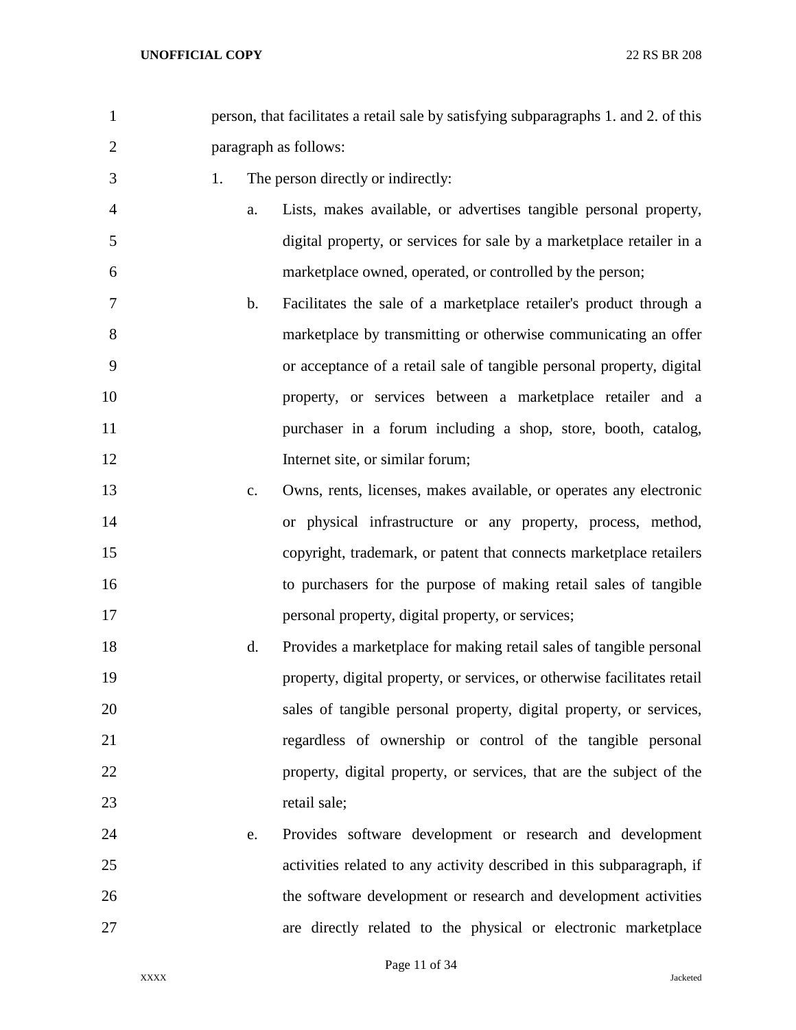person, that facilitates a retail sale by satisfying subparagraphs 1. and 2. of this paragraph as follows:

1. The person directly or indirectly:

   a. Lists, makes available, or advertises tangible personal property, digital property, or services for sale by a marketplace retailer in a marketplace owned, operated, or controlled by the person;

   b. Facilitates the sale of a marketplace retailer's product through a marketplace by transmitting or otherwise communicating an offer or acceptance of a retail sale of tangible personal property, digital property, or services between a marketplace retailer and a purchaser in a forum including a shop, store, booth, catalog, Internet site, or similar forum;

   c. Owns, rents, licenses, makes available, or operates any electronic or physical infrastructure or any property, process, method, copyright, trademark, or patent that connects marketplace retailers to purchasers for the purpose of making retail sales of tangible personal property, digital property, or services;

   d. Provides a marketplace for making retail sales of tangible personal property, digital property, or services, or otherwise facilitates retail sales of tangible personal property, digital property, or services, regardless of ownership or control of the tangible personal property, digital property, or services, that are the subject of the retail sale;

   e. Provides software development or research and development activities related to any activity described in this subparagraph, if the software development or research and development activities are directly related to the physical or electronic marketplace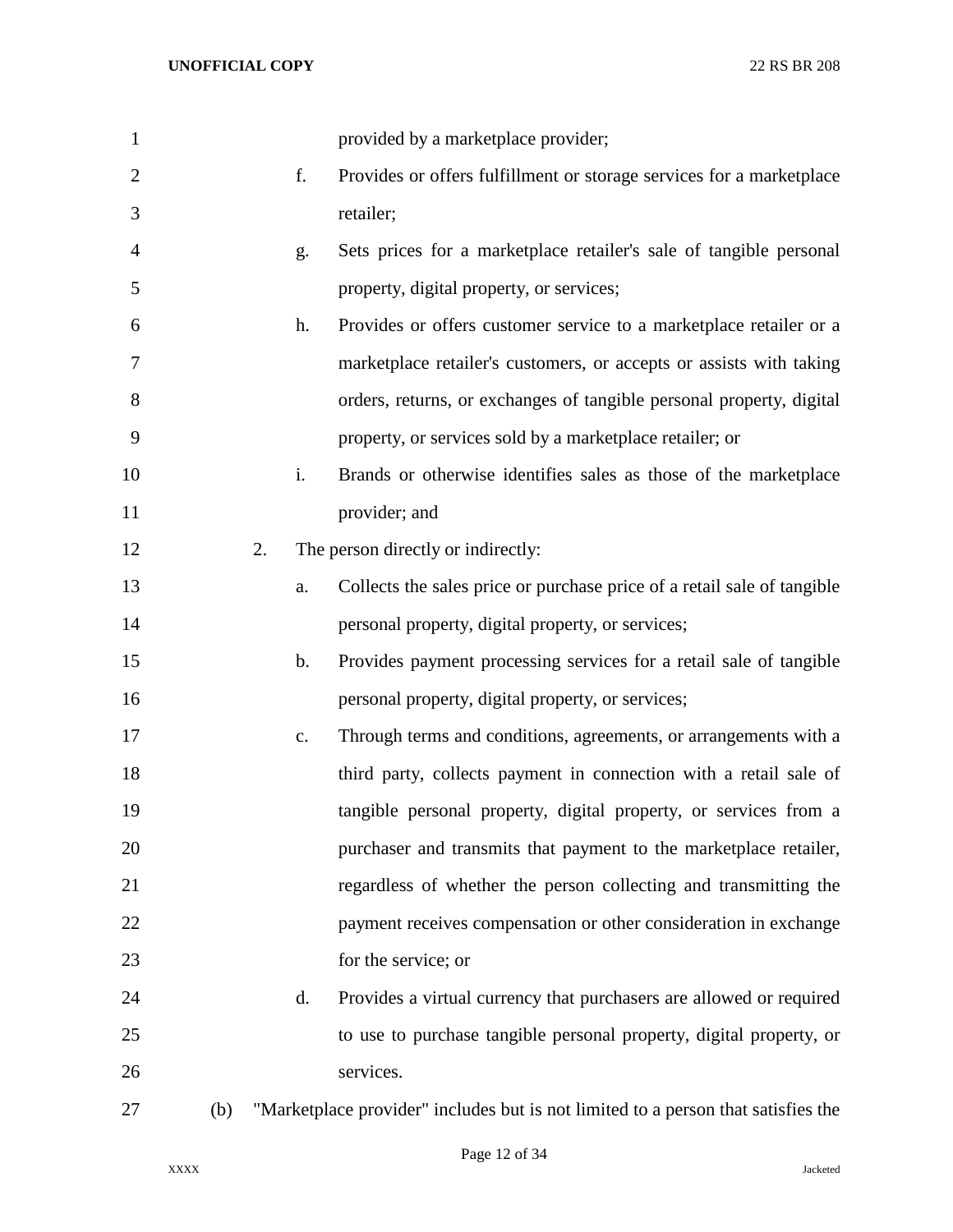provided by a marketplace provider;

f. Provides or offers fulfillment or storage services for a marketplace retailer;

g. Sets prices for a marketplace retailer's sale of tangible personal property, digital property, or services;

h. Provides or offers customer service to a marketplace retailer or a marketplace retailer's customers, or accepts or assists with taking orders, returns, or exchanges of tangible personal property, digital property, or services sold by a marketplace retailer; or

i. Brands or otherwise identifies sales as those of the marketplace provider; and

2. The person directly or indirectly:

a. Collects the sales price or purchase price of a retail sale of tangible personal property, digital property, or services;

b. Provides payment processing services for a retail sale of tangible personal property, digital property, or services;

c. Through terms and conditions, agreements, or arrangements with a third party, collects payment in connection with a retail sale of tangible personal property, digital property, or services from a purchaser and transmits that payment to the marketplace retailer, regardless of whether the person collecting and transmitting the payment receives compensation or other consideration in exchange for the service; or

d. Provides a virtual currency that purchasers are allowed or required to use to purchase tangible personal property, digital property, or services.

(b) "Marketplace provider" includes but is not limited to a person that satisfies the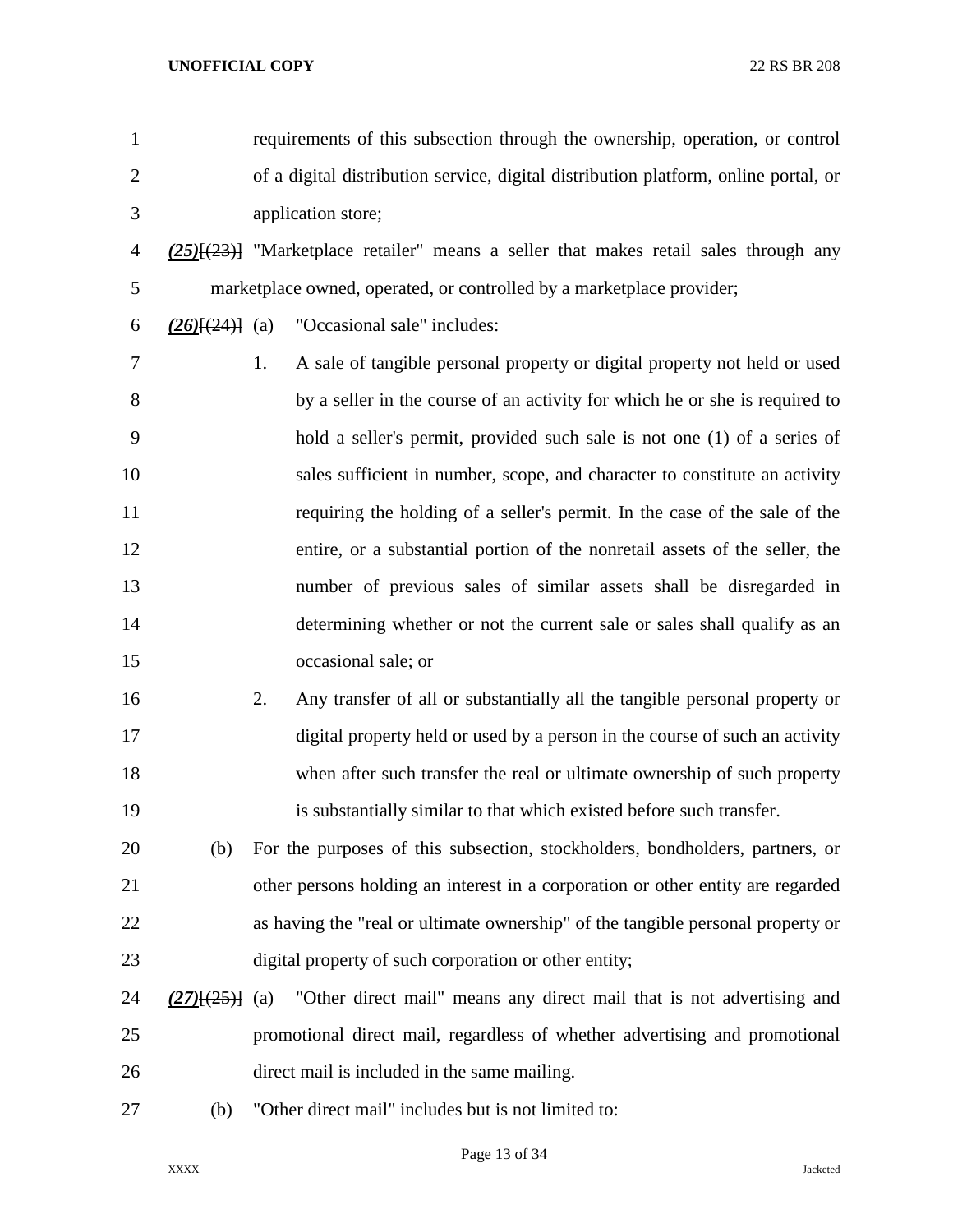requirements of this subsection through the ownership, operation, or control of a digital distribution service, digital distribution platform, online portal, or application store;

***(25)***[(23)] "Marketplace retailer" means a seller that makes retail sales through any marketplace owned, operated, or controlled by a marketplace provider;

***(26)***[(24)] (a) "Occasional sale" includes:

1. A sale of tangible personal property or digital property not held or used by a seller in the course of an activity for which he or she is required to hold a seller's permit, provided such sale is not one (1) of a series of sales sufficient in number, scope, and character to constitute an activity requiring the holding of a seller's permit. In the case of the sale of the entire, or a substantial portion of the nonretail assets of the seller, the number of previous sales of similar assets shall be disregarded in determining whether or not the current sale or sales shall qualify as an occasional sale; or

2. Any transfer of all or substantially all the tangible personal property or digital property held or used by a person in the course of such an activity when after such transfer the real or ultimate ownership of such property is substantially similar to that which existed before such transfer.

(b) For the purposes of this subsection, stockholders, bondholders, partners, or other persons holding an interest in a corporation or other entity are regarded as having the "real or ultimate ownership" of the tangible personal property or digital property of such corporation or other entity;

***(27)***[(25)] (a) "Other direct mail" means any direct mail that is not advertising and promotional direct mail, regardless of whether advertising and promotional direct mail is included in the same mailing.

(b) "Other direct mail" includes but is not limited to: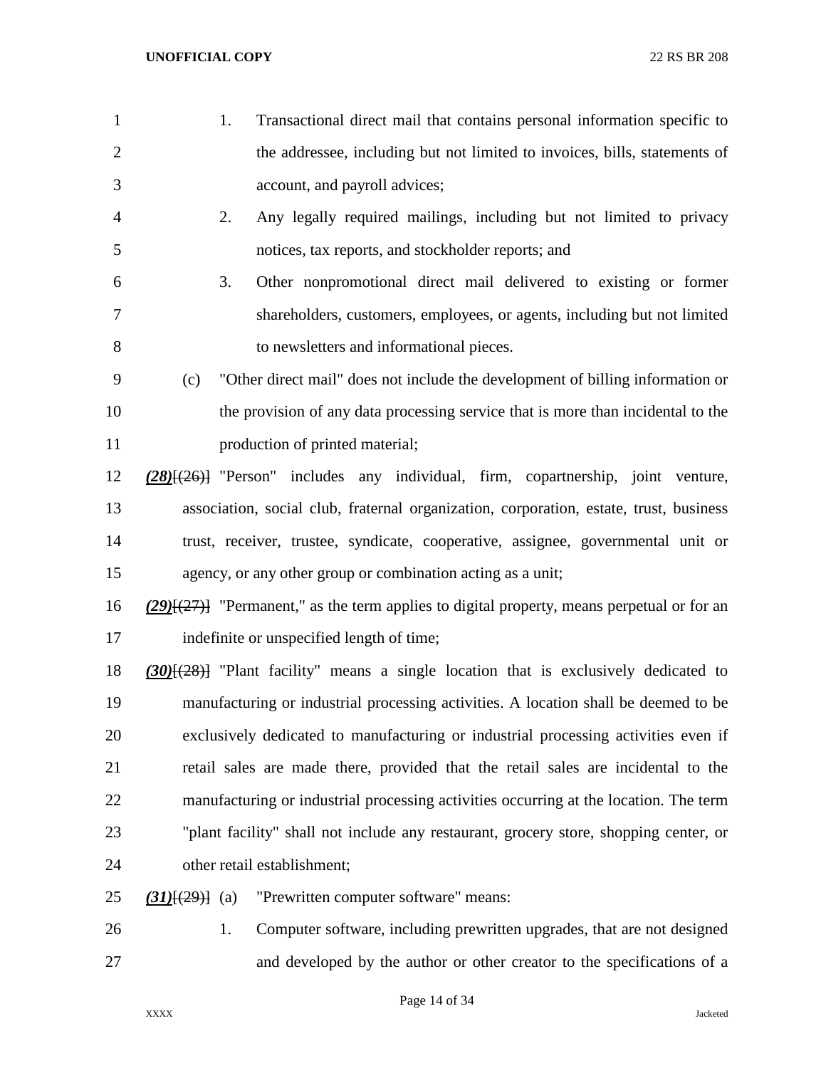1. Transactional direct mail that contains personal information specific to the addressee, including but not limited to invoices, bills, statements of account, and payroll advices;
2. Any legally required mailings, including but not limited to privacy notices, tax reports, and stockholder reports; and
3. Other nonpromotional direct mail delivered to existing or former shareholders, customers, employees, or agents, including but not limited to newsletters and informational pieces.

(c) "Other direct mail" does not include the development of billing information or the provision of any data processing service that is more than incidental to the production of printed material;

***(28)***[~~(26)~~] "Person" includes any individual, firm, copartnership, joint venture, association, social club, fraternal organization, corporation, estate, trust, business trust, receiver, trustee, syndicate, cooperative, assignee, governmental unit or agency, or any other group or combination acting as a unit;

***(29)***[~~(27)~~] "Permanent," as the term applies to digital property, means perpetual or for an indefinite or unspecified length of time;

***(30)***[~~(28)~~] "Plant facility" means a single location that is exclusively dedicated to manufacturing or industrial processing activities. A location shall be deemed to be exclusively dedicated to manufacturing or industrial processing activities even if retail sales are made there, provided that the retail sales are incidental to the manufacturing or industrial processing activities occurring at the location. The term "plant facility" shall not include any restaurant, grocery store, shopping center, or other retail establishment;

***(31)***[~~(29)~~] (a) "Prewritten computer software" means:

1. Computer software, including prewritten upgrades, that are not designed and developed by the author or other creator to the specifications of a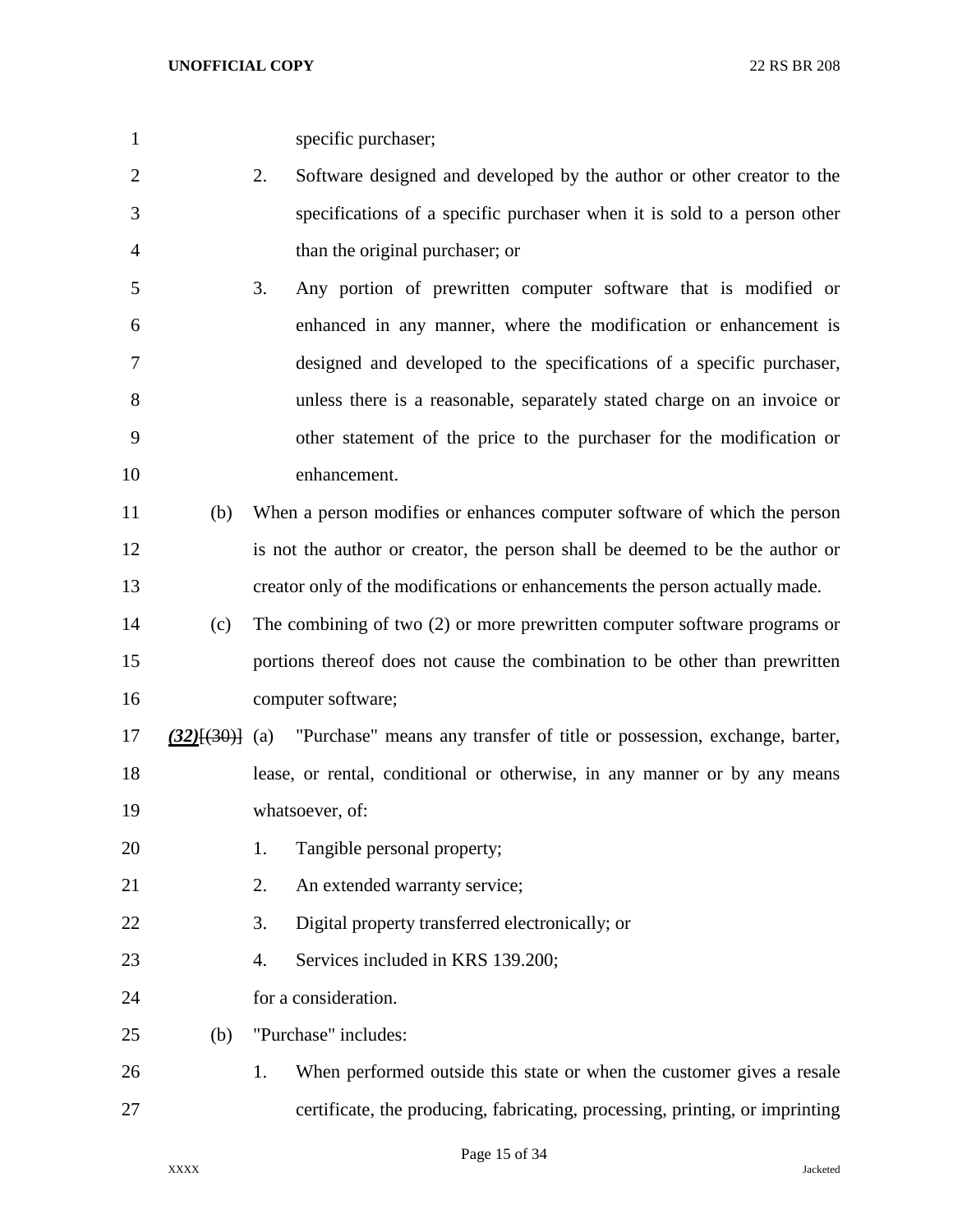specific purchaser;

2. Software designed and developed by the author or other creator to the specifications of a specific purchaser when it is sold to a person other than the original purchaser; or

3. Any portion of prewritten computer software that is modified or enhanced in any manner, where the modification or enhancement is designed and developed to the specifications of a specific purchaser, unless there is a reasonable, separately stated charge on an invoice or other statement of the price to the purchaser for the modification or enhancement.

(b) When a person modifies or enhances computer software of which the person is not the author or creator, the person shall be deemed to be the author or creator only of the modifications or enhancements the person actually made.

(c) The combining of two (2) or more prewritten computer software programs or portions thereof does not cause the combination to be other than prewritten computer software;

***(32)***~~[(30)]~~ (a) "Purchase" means any transfer of title or possession, exchange, barter, lease, or rental, conditional or otherwise, in any manner or by any means whatsoever, of:

1. Tangible personal property;
2. An extended warranty service;
3. Digital property transferred electronically; or
4. Services included in KRS 139.200;

for a consideration.

(b) "Purchase" includes:

1. When performed outside this state or when the customer gives a resale certificate, the producing, fabricating, processing, printing, or imprinting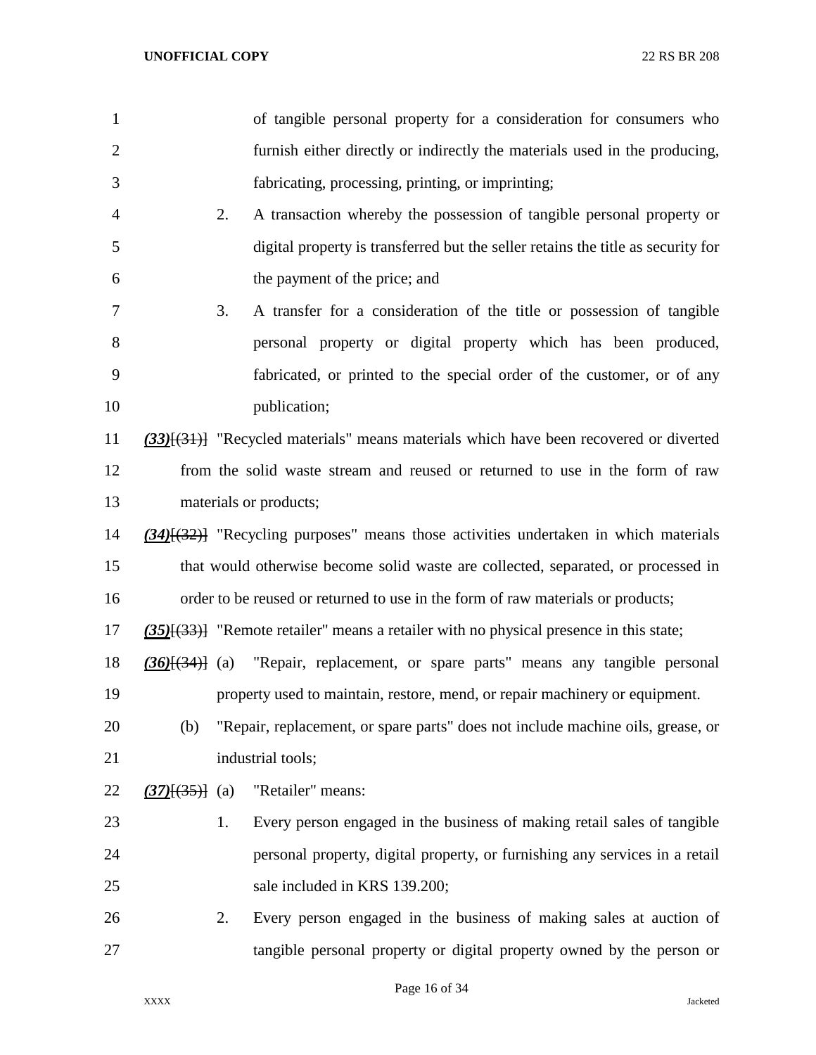of tangible personal property for a consideration for consumers who furnish either directly or indirectly the materials used in the producing, fabricating, processing, printing, or imprinting;

2. A transaction whereby the possession of tangible personal property or digital property is transferred but the seller retains the title as security for the payment of the price; and

3. A transfer for a consideration of the title or possession of tangible personal property or digital property which has been produced, fabricated, or printed to the special order of the customer, or of any publication;

***(33)***~~[(31)]~~ "Recycled materials" means materials which have been recovered or diverted from the solid waste stream and reused or returned to use in the form of raw materials or products;

***(34)***~~[(32)]~~ "Recycling purposes" means those activities undertaken in which materials that would otherwise become solid waste are collected, separated, or processed in order to be reused or returned to use in the form of raw materials or products;

***(35)***~~[(33)]~~ "Remote retailer" means a retailer with no physical presence in this state;

***(36)***~~[(34)]~~ (a) "Repair, replacement, or spare parts" means any tangible personal property used to maintain, restore, mend, or repair machinery or equipment.

(b) "Repair, replacement, or spare parts" does not include machine oils, grease, or industrial tools;

***(37)***~~[(35)]~~ (a) "Retailer" means:

1. Every person engaged in the business of making retail sales of tangible personal property, digital property, or furnishing any services in a retail sale included in KRS 139.200;

2. Every person engaged in the business of making sales at auction of tangible personal property or digital property owned by the person or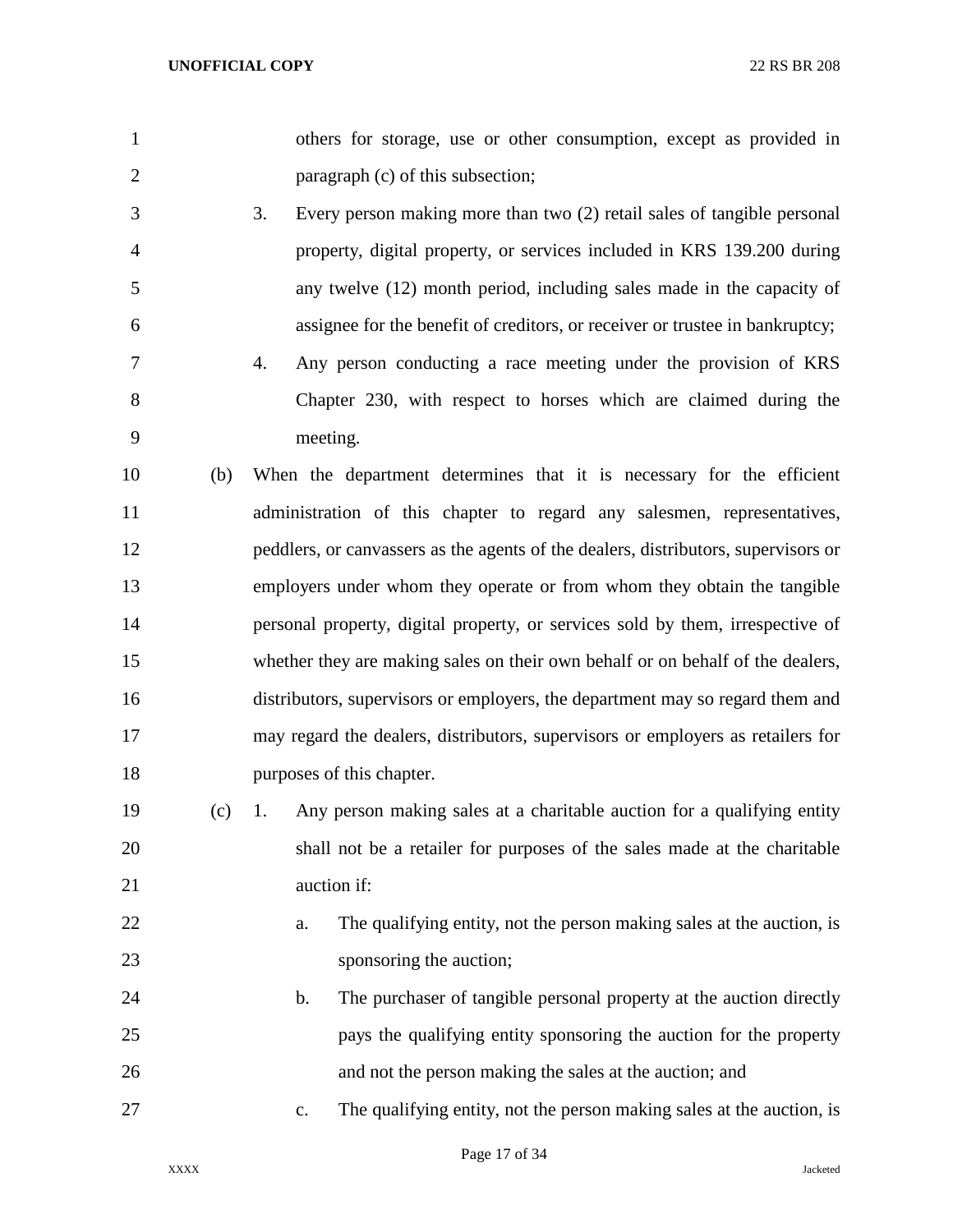others for storage, use or other consumption, except as provided in paragraph (c) of this subsection;

3. Every person making more than two (2) retail sales of tangible personal property, digital property, or services included in KRS 139.200 during any twelve (12) month period, including sales made in the capacity of assignee for the benefit of creditors, or receiver or trustee in bankruptcy;

4. Any person conducting a race meeting under the provision of KRS Chapter 230, with respect to horses which are claimed during the meeting.

(b) When the department determines that it is necessary for the efficient administration of this chapter to regard any salesmen, representatives, peddlers, or canvassers as the agents of the dealers, distributors, supervisors or employers under whom they operate or from whom they obtain the tangible personal property, digital property, or services sold by them, irrespective of whether they are making sales on their own behalf or on behalf of the dealers, distributors, supervisors or employers, the department may so regard them and may regard the dealers, distributors, supervisors or employers as retailers for purposes of this chapter.

(c) 1. Any person making sales at a charitable auction for a qualifying entity shall not be a retailer for purposes of the sales made at the charitable auction if:

a. The qualifying entity, not the person making sales at the auction, is sponsoring the auction;

b. The purchaser of tangible personal property at the auction directly pays the qualifying entity sponsoring the auction for the property and not the person making the sales at the auction; and

c. The qualifying entity, not the person making sales at the auction, is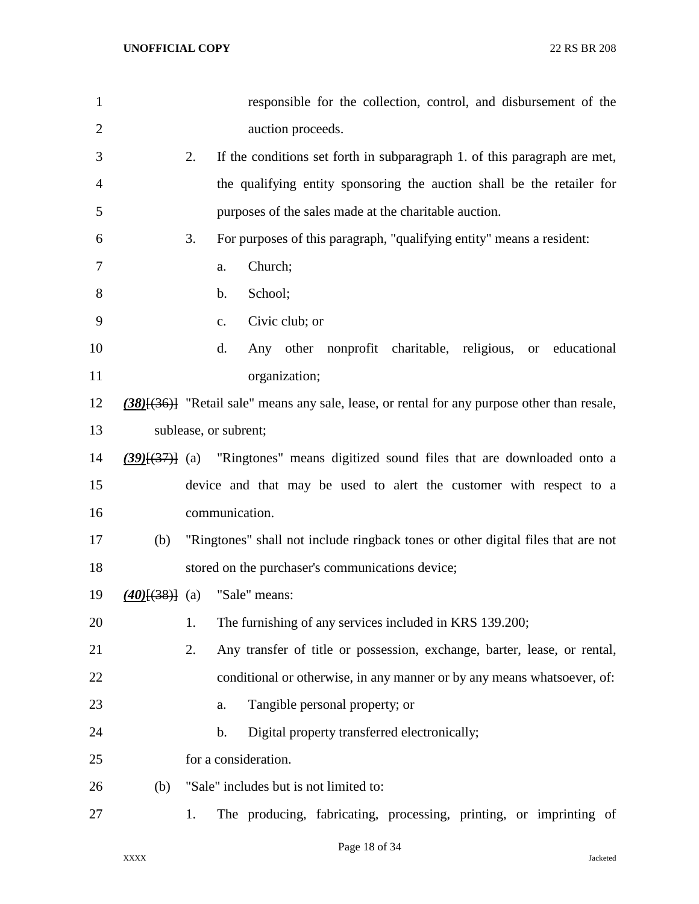responsible for the collection, control, and disbursement of the auction proceeds.

2. If the conditions set forth in subparagraph 1. of this paragraph are met, the qualifying entity sponsoring the auction shall be the retailer for purposes of the sales made at the charitable auction.

3. For purposes of this paragraph, "qualifying entity" means a resident:

a. Church;

b. School;

c. Civic club; or

d. Any other nonprofit charitable, religious, or educational organization;

***(38)***~~[(36)]~~ "Retail sale" means any sale, lease, or rental for any purpose other than resale, sublease, or subrent;

***(39)***~~[(37)]~~ (a) "Ringtones" means digitized sound files that are downloaded onto a device and that may be used to alert the customer with respect to a communication.

(b) "Ringtones" shall not include ringback tones or other digital files that are not stored on the purchaser's communications device;

***(40)***~~[(38)]~~ (a) "Sale" means:

1. The furnishing of any services included in KRS 139.200;

2. Any transfer of title or possession, exchange, barter, lease, or rental, conditional or otherwise, in any manner or by any means whatsoever, of:

a. Tangible personal property; or

b. Digital property transferred electronically;

for a consideration.

(b) "Sale" includes but is not limited to:

1. The producing, fabricating, processing, printing, or imprinting of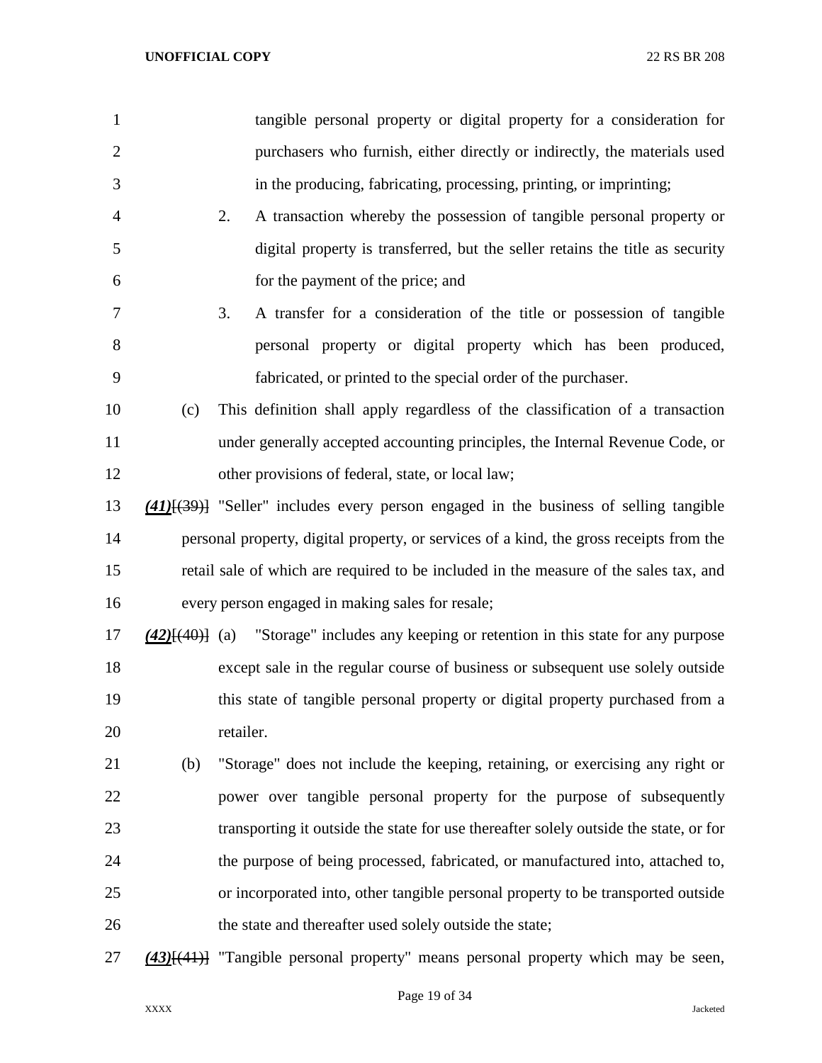tangible personal property or digital property for a consideration for purchasers who furnish, either directly or indirectly, the materials used in the producing, fabricating, processing, printing, or imprinting;

2. A transaction whereby the possession of tangible personal property or digital property is transferred, but the seller retains the title as security for the payment of the price; and

3. A transfer for a consideration of the title or possession of tangible personal property or digital property which has been produced, fabricated, or printed to the special order of the purchaser.

(c) This definition shall apply regardless of the classification of a transaction under generally accepted accounting principles, the Internal Revenue Code, or other provisions of federal, state, or local law;

***(41)***[~~(39)~~] "Seller" includes every person engaged in the business of selling tangible personal property, digital property, or services of a kind, the gross receipts from the retail sale of which are required to be included in the measure of the sales tax, and every person engaged in making sales for resale;

***(42)***[~~(40)~~] (a) "Storage" includes any keeping or retention in this state for any purpose except sale in the regular course of business or subsequent use solely outside this state of tangible personal property or digital property purchased from a retailer.

(b) "Storage" does not include the keeping, retaining, or exercising any right or power over tangible personal property for the purpose of subsequently transporting it outside the state for use thereafter solely outside the state, or for the purpose of being processed, fabricated, or manufactured into, attached to, or incorporated into, other tangible personal property to be transported outside the state and thereafter used solely outside the state;

***(43)***[~~(41)~~] "Tangible personal property" means personal property which may be seen,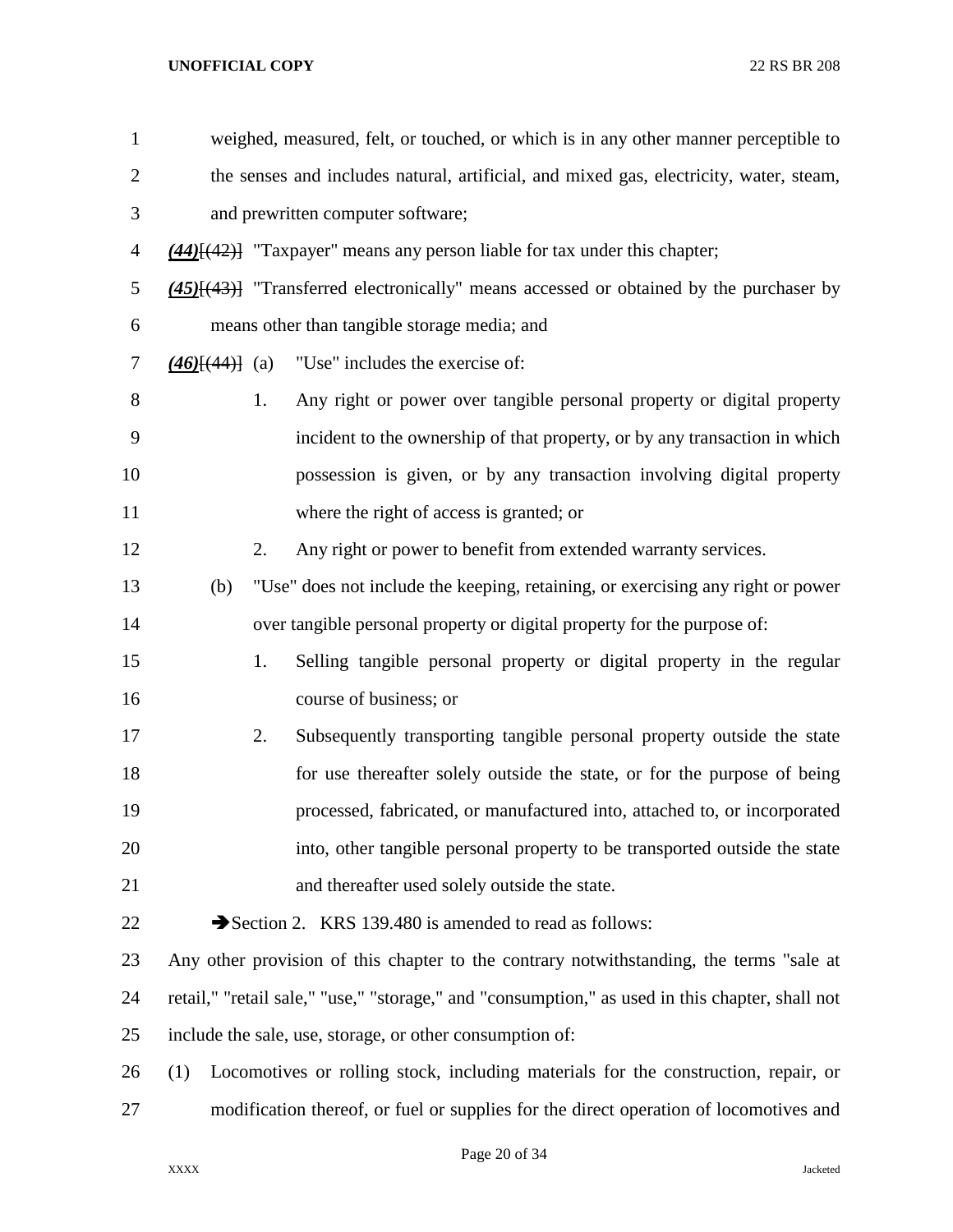weighed, measured, felt, or touched, or which is in any other manner perceptible to the senses and includes natural, artificial, and mixed gas, electricity, water, steam, and prewritten computer software;

***(44)***[(42)] "Taxpayer" means any person liable for tax under this chapter;

***(45)***[(43)] "Transferred electronically" means accessed or obtained by the purchaser by means other than tangible storage media; and

***(46)***[(44)] (a) "Use" includes the exercise of:

1. Any right or power over tangible personal property or digital property incident to the ownership of that property, or by any transaction in which possession is given, or by any transaction involving digital property where the right of access is granted; or

2. Any right or power to benefit from extended warranty services.

(b) "Use" does not include the keeping, retaining, or exercising any right or power over tangible personal property or digital property for the purpose of:

1. Selling tangible personal property or digital property in the regular course of business; or

2. Subsequently transporting tangible personal property outside the state for use thereafter solely outside the state, or for the purpose of being processed, fabricated, or manufactured into, attached to, or incorporated into, other tangible personal property to be transported outside the state and thereafter used solely outside the state.

➔Section 2. KRS 139.480 is amended to read as follows:

Any other provision of this chapter to the contrary notwithstanding, the terms "sale at retail," "retail sale," "use," "storage," and "consumption," as used in this chapter, shall not include the sale, use, storage, or other consumption of:

(1) Locomotives or rolling stock, including materials for the construction, repair, or modification thereof, or fuel or supplies for the direct operation of locomotives and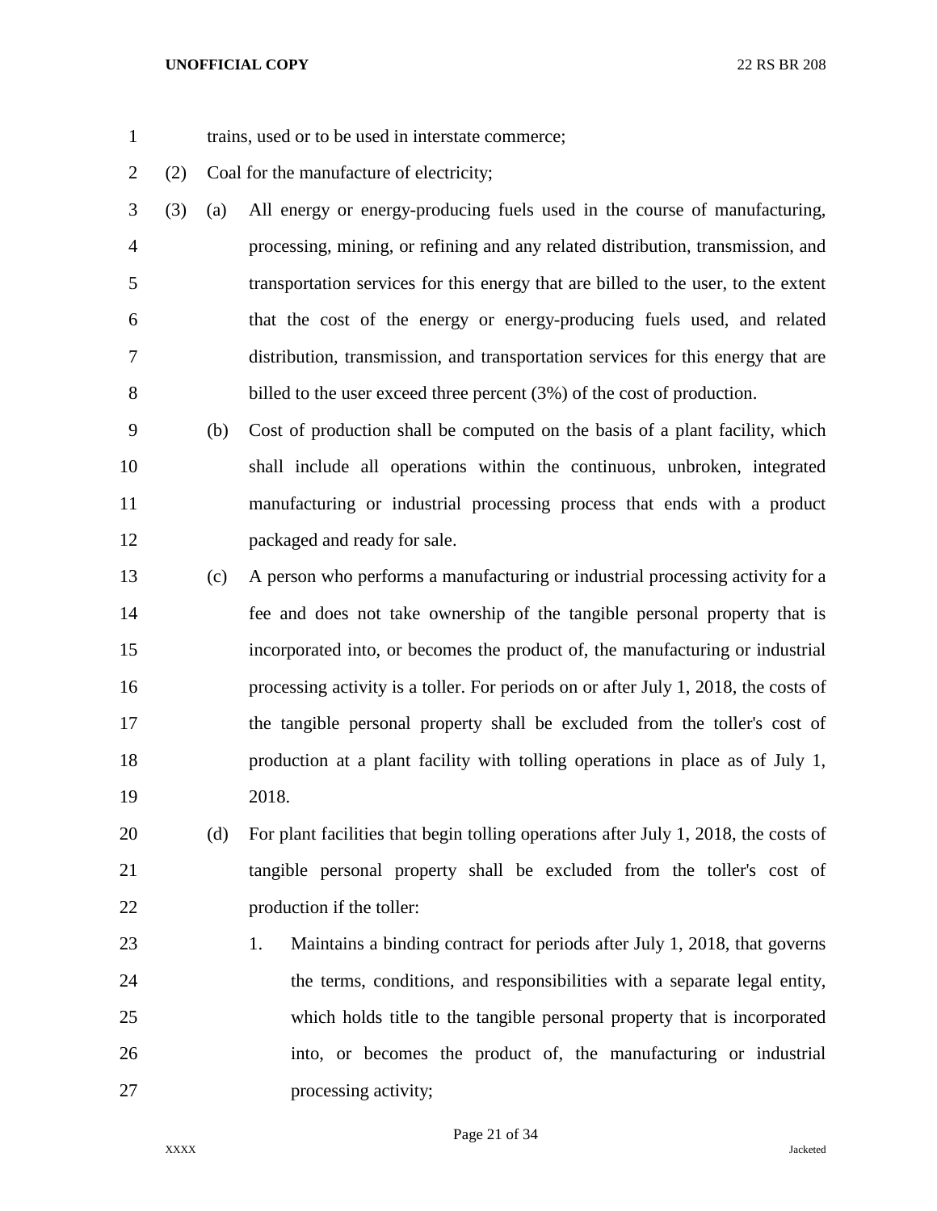trains, used or to be used in interstate commerce;

(2) Coal for the manufacture of electricity;

(3) (a) All energy or energy-producing fuels used in the course of manufacturing, processing, mining, or refining and any related distribution, transmission, and transportation services for this energy that are billed to the user, to the extent that the cost of the energy or energy-producing fuels used, and related distribution, transmission, and transportation services for this energy that are billed to the user exceed three percent (3%) of the cost of production.

(b) Cost of production shall be computed on the basis of a plant facility, which shall include all operations within the continuous, unbroken, integrated manufacturing or industrial processing process that ends with a product packaged and ready for sale.

(c) A person who performs a manufacturing or industrial processing activity for a fee and does not take ownership of the tangible personal property that is incorporated into, or becomes the product of, the manufacturing or industrial processing activity is a toller. For periods on or after July 1, 2018, the costs of the tangible personal property shall be excluded from the toller's cost of production at a plant facility with tolling operations in place as of July 1, 2018.

(d) For plant facilities that begin tolling operations after July 1, 2018, the costs of tangible personal property shall be excluded from the toller's cost of production if the toller:

1. Maintains a binding contract for periods after July 1, 2018, that governs the terms, conditions, and responsibilities with a separate legal entity, which holds title to the tangible personal property that is incorporated into, or becomes the product of, the manufacturing or industrial processing activity;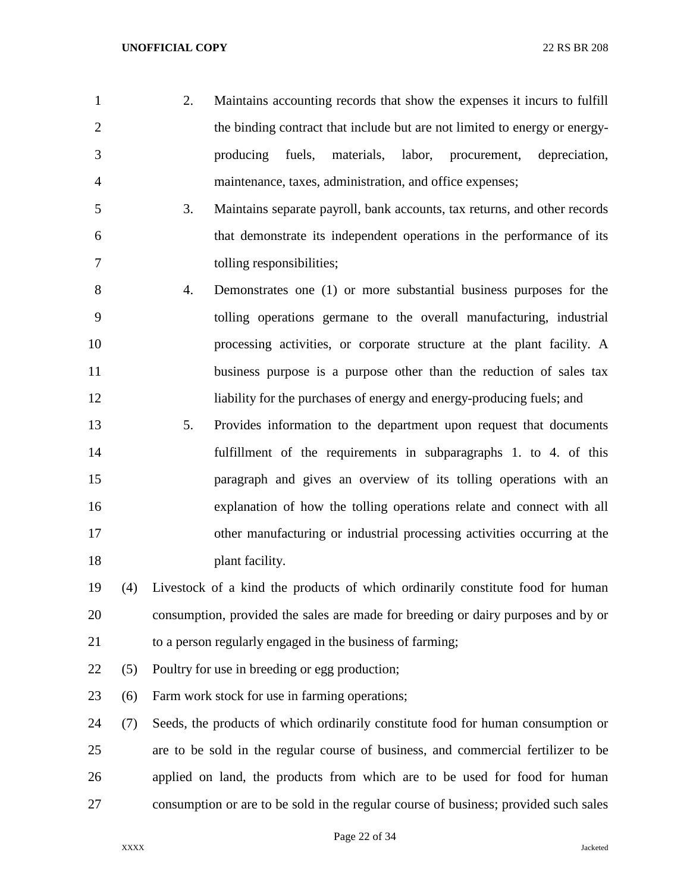2. Maintains accounting records that show the expenses it incurs to fulfill the binding contract that include but are not limited to energy or energy-producing fuels, materials, labor, procurement, depreciation, maintenance, taxes, administration, and office expenses;

3. Maintains separate payroll, bank accounts, tax returns, and other records that demonstrate its independent operations in the performance of its tolling responsibilities;

4. Demonstrates one (1) or more substantial business purposes for the tolling operations germane to the overall manufacturing, industrial processing activities, or corporate structure at the plant facility. A business purpose is a purpose other than the reduction of sales tax liability for the purchases of energy and energy-producing fuels; and

5. Provides information to the department upon request that documents fulfillment of the requirements in subparagraphs 1. to 4. of this paragraph and gives an overview of its tolling operations with an explanation of how the tolling operations relate and connect with all other manufacturing or industrial processing activities occurring at the plant facility.

(4) Livestock of a kind the products of which ordinarily constitute food for human consumption, provided the sales are made for breeding or dairy purposes and by or to a person regularly engaged in the business of farming;

(5) Poultry for use in breeding or egg production;

(6) Farm work stock for use in farming operations;

(7) Seeds, the products of which ordinarily constitute food for human consumption or are to be sold in the regular course of business, and commercial fertilizer to be applied on land, the products from which are to be used for food for human consumption or are to be sold in the regular course of business; provided such sales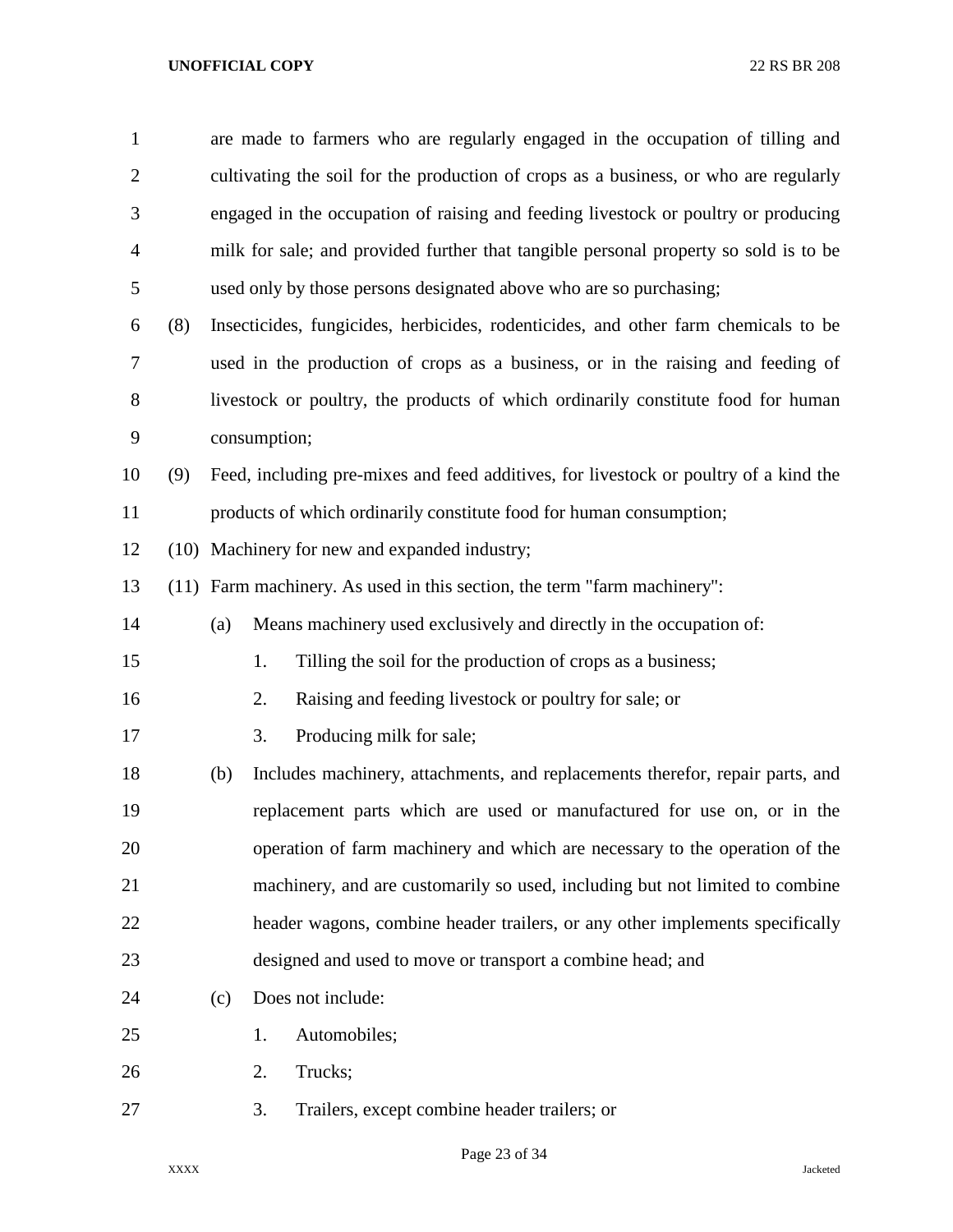are made to farmers who are regularly engaged in the occupation of tilling and cultivating the soil for the production of crops as a business, or who are regularly engaged in the occupation of raising and feeding livestock or poultry or producing milk for sale; and provided further that tangible personal property so sold is to be used only by those persons designated above who are so purchasing;

(8) Insecticides, fungicides, herbicides, rodenticides, and other farm chemicals to be used in the production of crops as a business, or in the raising and feeding of livestock or poultry, the products of which ordinarily constitute food for human consumption;

(9) Feed, including pre-mixes and feed additives, for livestock or poultry of a kind the products of which ordinarily constitute food for human consumption;

(10) Machinery for new and expanded industry;

(11) Farm machinery. As used in this section, the term "farm machinery":

(a) Means machinery used exclusively and directly in the occupation of:

1. Tilling the soil for the production of crops as a business;

2. Raising and feeding livestock or poultry for sale; or

3. Producing milk for sale;

(b) Includes machinery, attachments, and replacements therefor, repair parts, and replacement parts which are used or manufactured for use on, or in the operation of farm machinery and which are necessary to the operation of the machinery, and are customarily so used, including but not limited to combine header wagons, combine header trailers, or any other implements specifically designed and used to move or transport a combine head; and

(c) Does not include:

1. Automobiles;

2. Trucks;

3. Trailers, except combine header trailers; or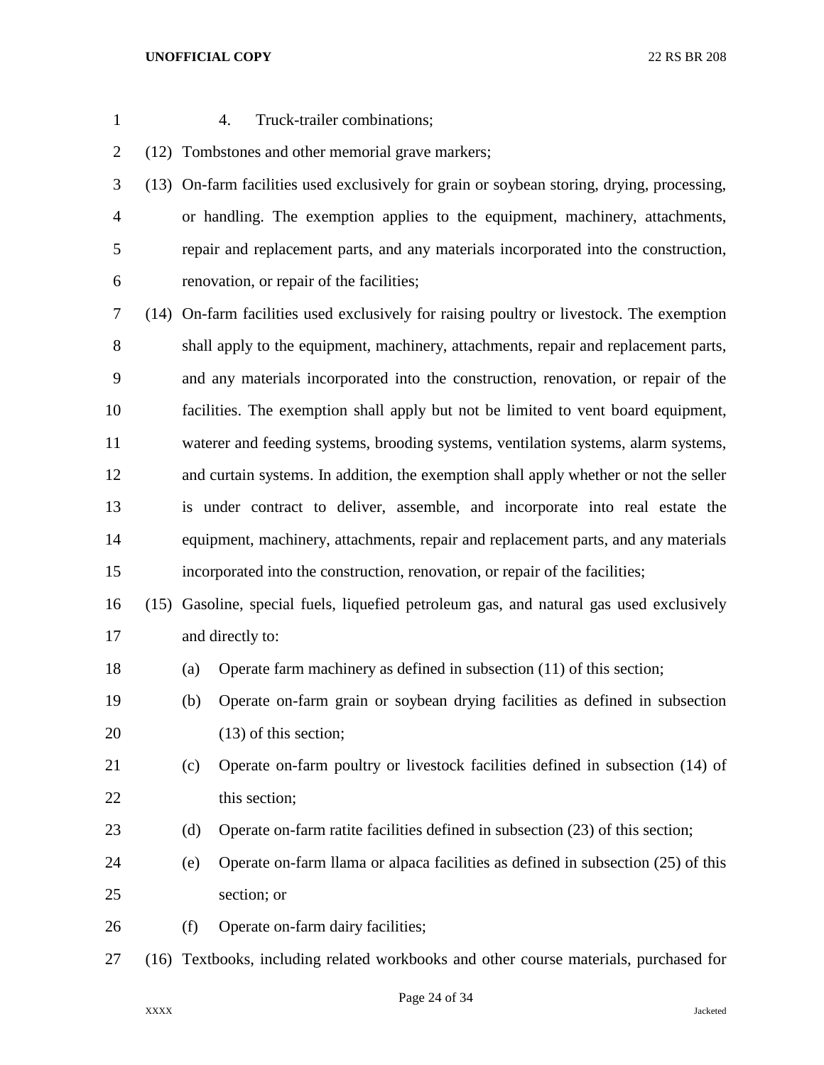4. Truck-trailer combinations;

(12) Tombstones and other memorial grave markers;

(13) On-farm facilities used exclusively for grain or soybean storing, drying, processing, or handling. The exemption applies to the equipment, machinery, attachments, repair and replacement parts, and any materials incorporated into the construction, renovation, or repair of the facilities;

(14) On-farm facilities used exclusively for raising poultry or livestock. The exemption shall apply to the equipment, machinery, attachments, repair and replacement parts, and any materials incorporated into the construction, renovation, or repair of the facilities. The exemption shall apply but not be limited to vent board equipment, waterer and feeding systems, brooding systems, ventilation systems, alarm systems, and curtain systems. In addition, the exemption shall apply whether or not the seller is under contract to deliver, assemble, and incorporate into real estate the equipment, machinery, attachments, repair and replacement parts, and any materials incorporated into the construction, renovation, or repair of the facilities;

(15) Gasoline, special fuels, liquefied petroleum gas, and natural gas used exclusively and directly to:

(a) Operate farm machinery as defined in subsection (11) of this section;

(b) Operate on-farm grain or soybean drying facilities as defined in subsection (13) of this section;

(c) Operate on-farm poultry or livestock facilities defined in subsection (14) of this section;

(d) Operate on-farm ratite facilities defined in subsection (23) of this section;

(e) Operate on-farm llama or alpaca facilities as defined in subsection (25) of this section; or

(f) Operate on-farm dairy facilities;

(16) Textbooks, including related workbooks and other course materials, purchased for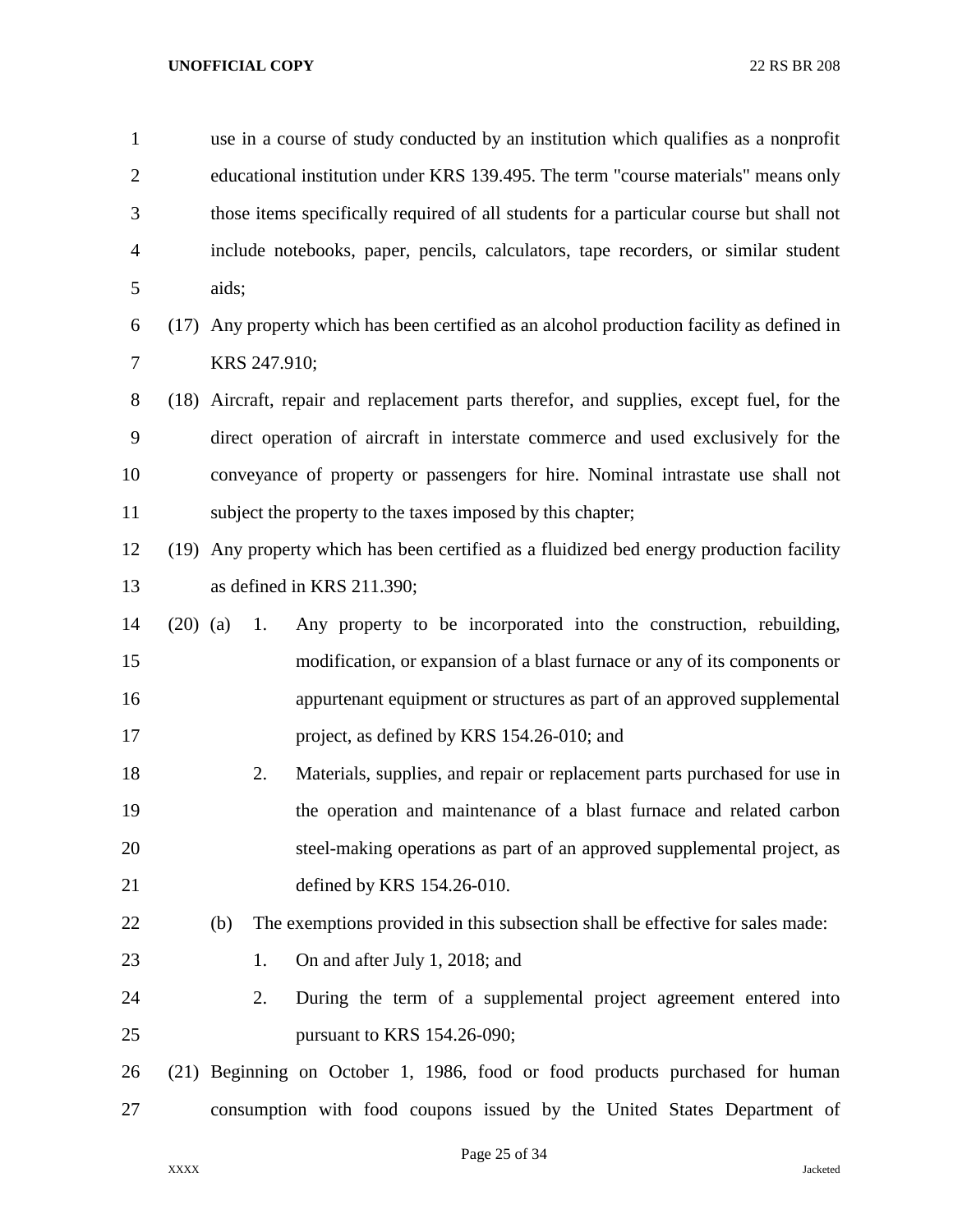use in a course of study conducted by an institution which qualifies as a nonprofit educational institution under KRS 139.495. The term "course materials" means only those items specifically required of all students for a particular course but shall not include notebooks, paper, pencils, calculators, tape recorders, or similar student aids;

(17) Any property which has been certified as an alcohol production facility as defined in KRS 247.910;

(18) Aircraft, repair and replacement parts therefor, and supplies, except fuel, for the direct operation of aircraft in interstate commerce and used exclusively for the conveyance of property or passengers for hire. Nominal intrastate use shall not subject the property to the taxes imposed by this chapter;

(19) Any property which has been certified as a fluidized bed energy production facility as defined in KRS 211.390;

(20) (a) 1. Any property to be incorporated into the construction, rebuilding, modification, or expansion of a blast furnace or any of its components or appurtenant equipment or structures as part of an approved supplemental project, as defined by KRS 154.26-010; and

2. Materials, supplies, and repair or replacement parts purchased for use in the operation and maintenance of a blast furnace and related carbon steel-making operations as part of an approved supplemental project, as defined by KRS 154.26-010.

(b) The exemptions provided in this subsection shall be effective for sales made:

1. On and after July 1, 2018; and

2. During the term of a supplemental project agreement entered into pursuant to KRS 154.26-090;

(21) Beginning on October 1, 1986, food or food products purchased for human consumption with food coupons issued by the United States Department of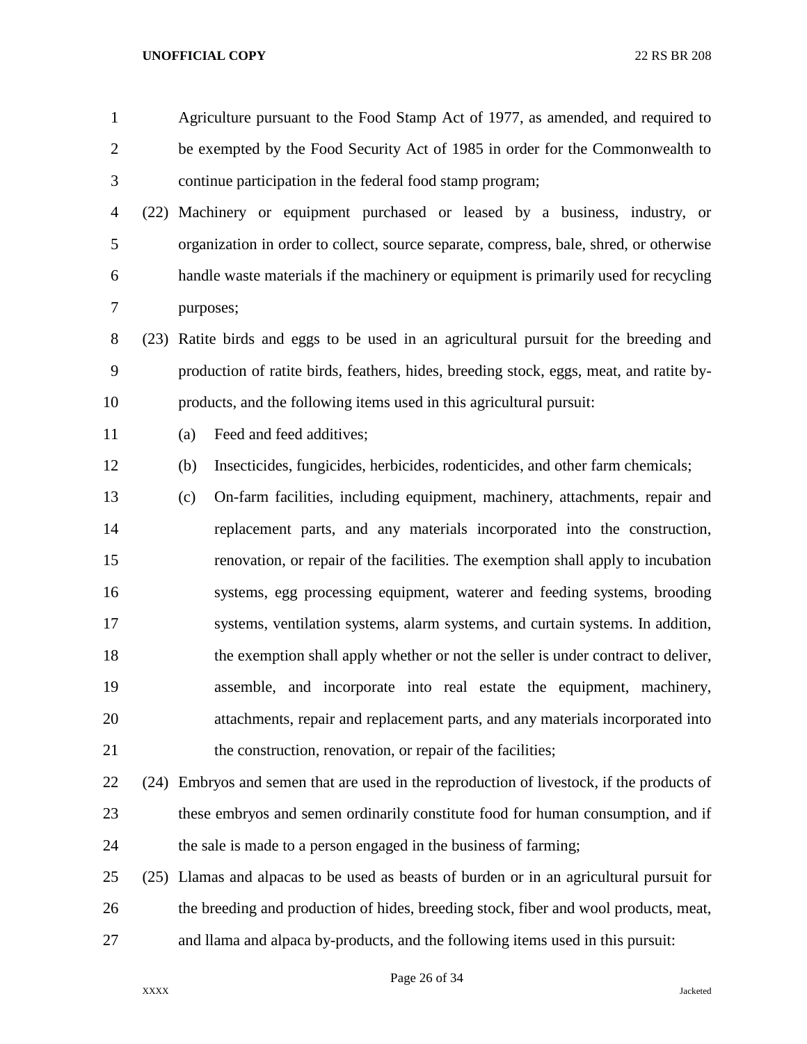Agriculture pursuant to the Food Stamp Act of 1977, as amended, and required to be exempted by the Food Security Act of 1985 in order for the Commonwealth to continue participation in the federal food stamp program;

(22) Machinery or equipment purchased or leased by a business, industry, or organization in order to collect, source separate, compress, bale, shred, or otherwise handle waste materials if the machinery or equipment is primarily used for recycling purposes;

(23) Ratite birds and eggs to be used in an agricultural pursuit for the breeding and production of ratite birds, feathers, hides, breeding stock, eggs, meat, and ratite by-products, and the following items used in this agricultural pursuit:

(a) Feed and feed additives;

(b) Insecticides, fungicides, herbicides, rodenticides, and other farm chemicals;

(c) On-farm facilities, including equipment, machinery, attachments, repair and replacement parts, and any materials incorporated into the construction, renovation, or repair of the facilities. The exemption shall apply to incubation systems, egg processing equipment, waterer and feeding systems, brooding systems, ventilation systems, alarm systems, and curtain systems. In addition, the exemption shall apply whether or not the seller is under contract to deliver, assemble, and incorporate into real estate the equipment, machinery, attachments, repair and replacement parts, and any materials incorporated into the construction, renovation, or repair of the facilities;

(24) Embryos and semen that are used in the reproduction of livestock, if the products of these embryos and semen ordinarily constitute food for human consumption, and if the sale is made to a person engaged in the business of farming;

(25) Llamas and alpacas to be used as beasts of burden or in an agricultural pursuit for the breeding and production of hides, breeding stock, fiber and wool products, meat, and llama and alpaca by-products, and the following items used in this pursuit: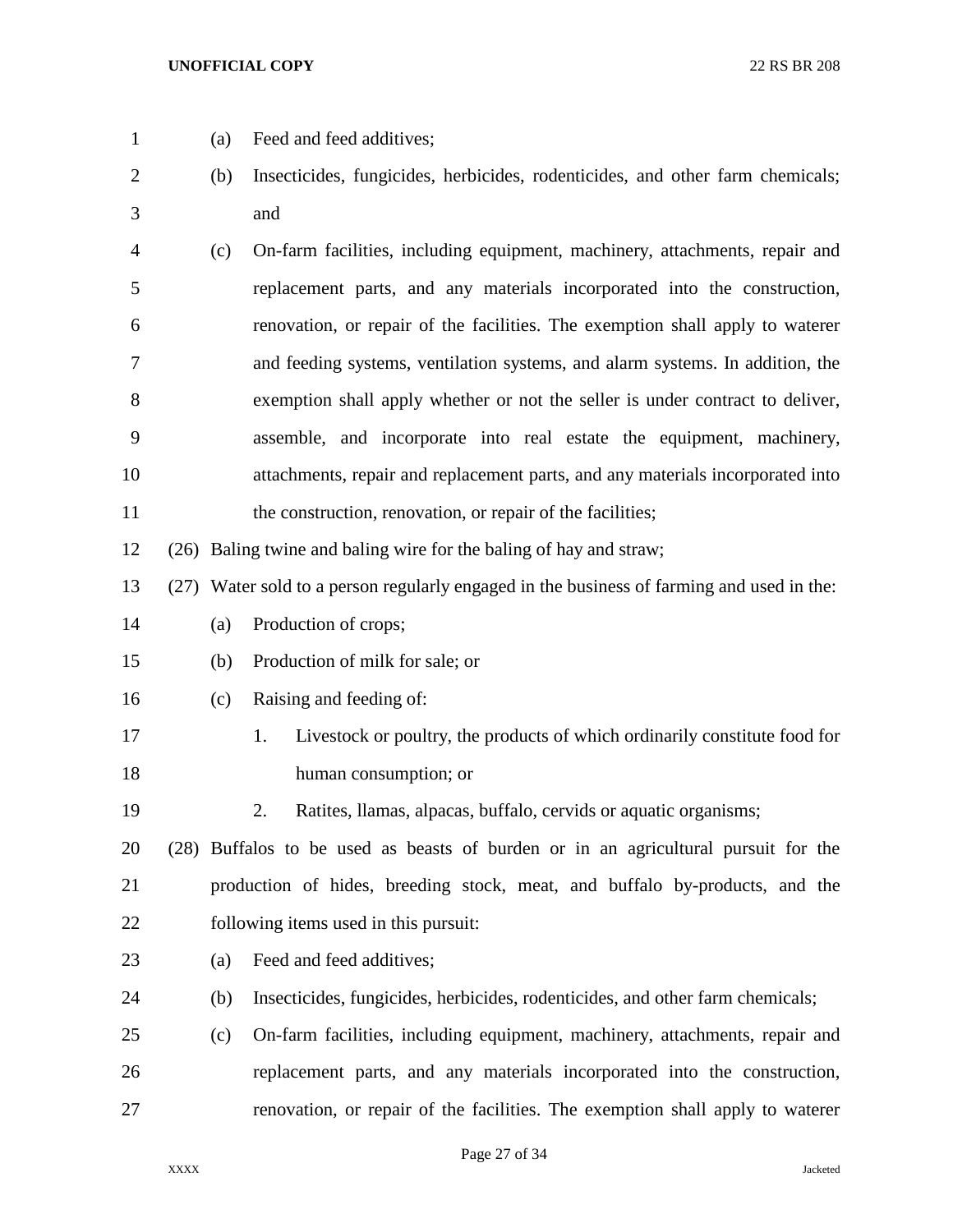(a) Feed and feed additives;

(b) Insecticides, fungicides, herbicides, rodenticides, and other farm chemicals; and

(c) On-farm facilities, including equipment, machinery, attachments, repair and replacement parts, and any materials incorporated into the construction, renovation, or repair of the facilities. The exemption shall apply to waterer and feeding systems, ventilation systems, and alarm systems. In addition, the exemption shall apply whether or not the seller is under contract to deliver, assemble, and incorporate into real estate the equipment, machinery, attachments, repair and replacement parts, and any materials incorporated into the construction, renovation, or repair of the facilities;

(26) Baling twine and baling wire for the baling of hay and straw;

(27) Water sold to a person regularly engaged in the business of farming and used in the:

(a) Production of crops;

(b) Production of milk for sale; or

(c) Raising and feeding of:

1. Livestock or poultry, the products of which ordinarily constitute food for human consumption; or

2. Ratites, llamas, alpacas, buffalo, cervids or aquatic organisms;

(28) Buffalos to be used as beasts of burden or in an agricultural pursuit for the production of hides, breeding stock, meat, and buffalo by-products, and the following items used in this pursuit:

(a) Feed and feed additives;

(b) Insecticides, fungicides, herbicides, rodenticides, and other farm chemicals;

(c) On-farm facilities, including equipment, machinery, attachments, repair and replacement parts, and any materials incorporated into the construction, renovation, or repair of the facilities. The exemption shall apply to waterer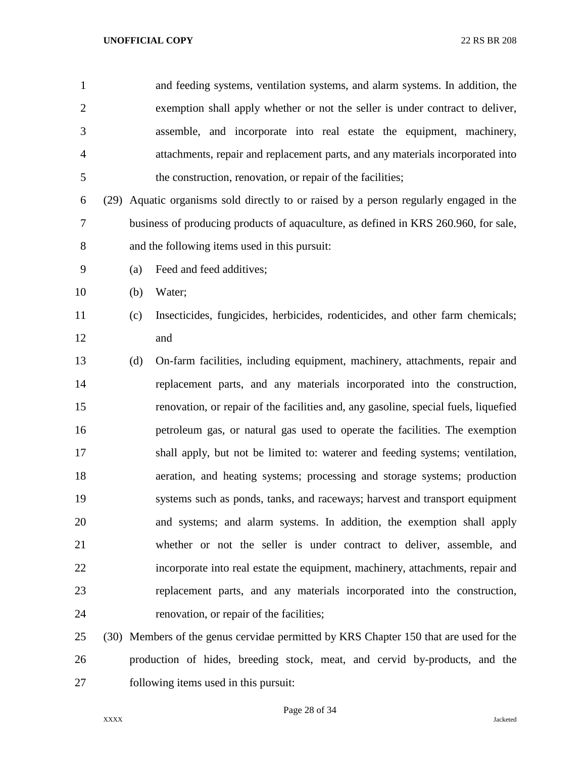and feeding systems, ventilation systems, and alarm systems. In addition, the exemption shall apply whether or not the seller is under contract to deliver, assemble, and incorporate into real estate the equipment, machinery, attachments, repair and replacement parts, and any materials incorporated into the construction, renovation, or repair of the facilities;

(29) Aquatic organisms sold directly to or raised by a person regularly engaged in the business of producing products of aquaculture, as defined in KRS 260.960, for sale, and the following items used in this pursuit:

(a) Feed and feed additives;

(b) Water;

(c) Insecticides, fungicides, herbicides, rodenticides, and other farm chemicals; and

(d) On-farm facilities, including equipment, machinery, attachments, repair and replacement parts, and any materials incorporated into the construction, renovation, or repair of the facilities and, any gasoline, special fuels, liquefied petroleum gas, or natural gas used to operate the facilities. The exemption shall apply, but not be limited to: waterer and feeding systems; ventilation, aeration, and heating systems; processing and storage systems; production systems such as ponds, tanks, and raceways; harvest and transport equipment and systems; and alarm systems. In addition, the exemption shall apply whether or not the seller is under contract to deliver, assemble, and incorporate into real estate the equipment, machinery, attachments, repair and replacement parts, and any materials incorporated into the construction, renovation, or repair of the facilities;

(30) Members of the genus cervidae permitted by KRS Chapter 150 that are used for the production of hides, breeding stock, meat, and cervid by-products, and the following items used in this pursuit: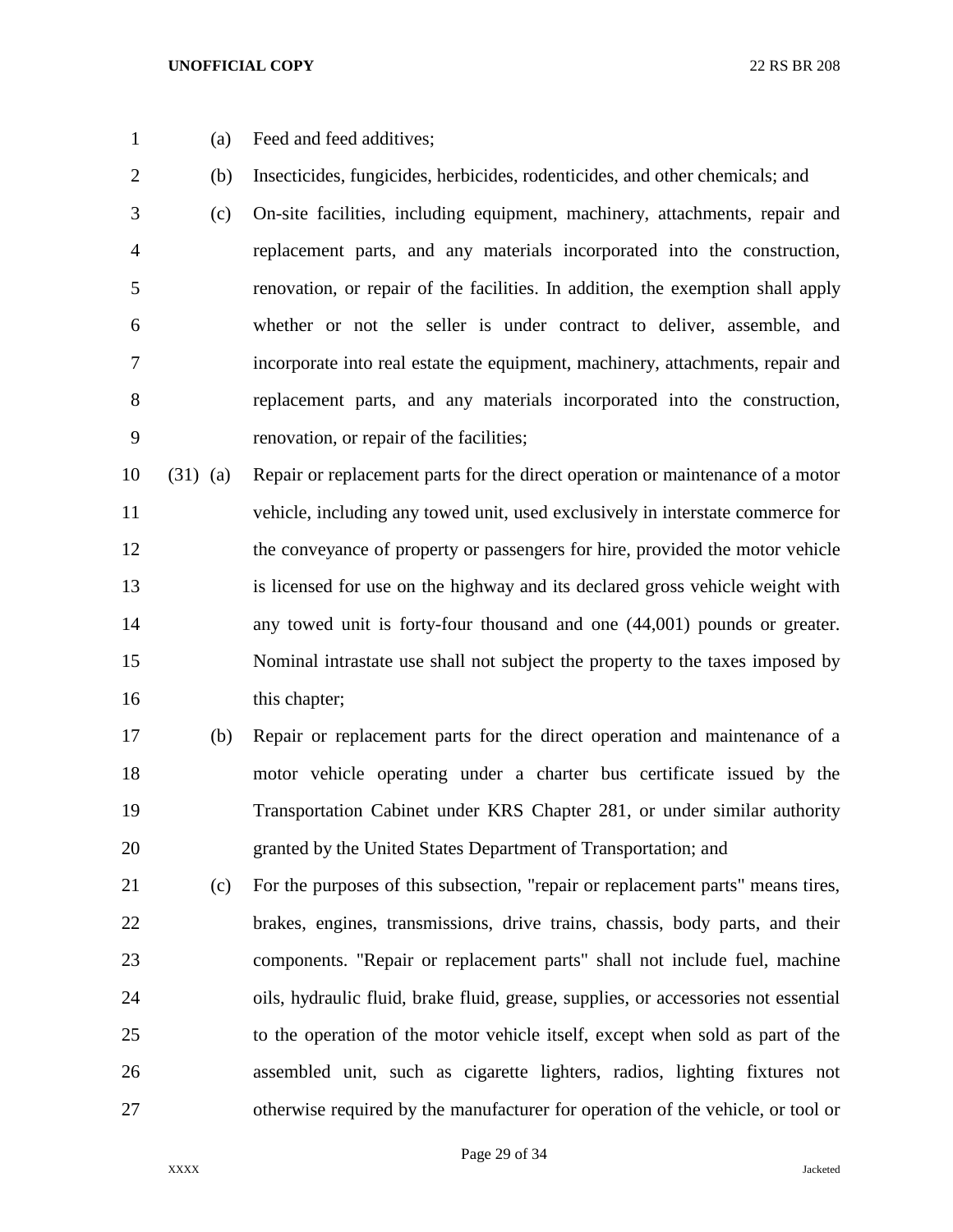(a) Feed and feed additives;

(b) Insecticides, fungicides, herbicides, rodenticides, and other chemicals; and

(c) On-site facilities, including equipment, machinery, attachments, repair and replacement parts, and any materials incorporated into the construction, renovation, or repair of the facilities. In addition, the exemption shall apply whether or not the seller is under contract to deliver, assemble, and incorporate into real estate the equipment, machinery, attachments, repair and replacement parts, and any materials incorporated into the construction, renovation, or repair of the facilities;

(31) (a) Repair or replacement parts for the direct operation or maintenance of a motor vehicle, including any towed unit, used exclusively in interstate commerce for the conveyance of property or passengers for hire, provided the motor vehicle is licensed for use on the highway and its declared gross vehicle weight with any towed unit is forty-four thousand and one (44,001) pounds or greater. Nominal intrastate use shall not subject the property to the taxes imposed by this chapter;

(b) Repair or replacement parts for the direct operation and maintenance of a motor vehicle operating under a charter bus certificate issued by the Transportation Cabinet under KRS Chapter 281, or under similar authority granted by the United States Department of Transportation; and

(c) For the purposes of this subsection, "repair or replacement parts" means tires, brakes, engines, transmissions, drive trains, chassis, body parts, and their components. "Repair or replacement parts" shall not include fuel, machine oils, hydraulic fluid, brake fluid, grease, supplies, or accessories not essential to the operation of the motor vehicle itself, except when sold as part of the assembled unit, such as cigarette lighters, radios, lighting fixtures not otherwise required by the manufacturer for operation of the vehicle, or tool or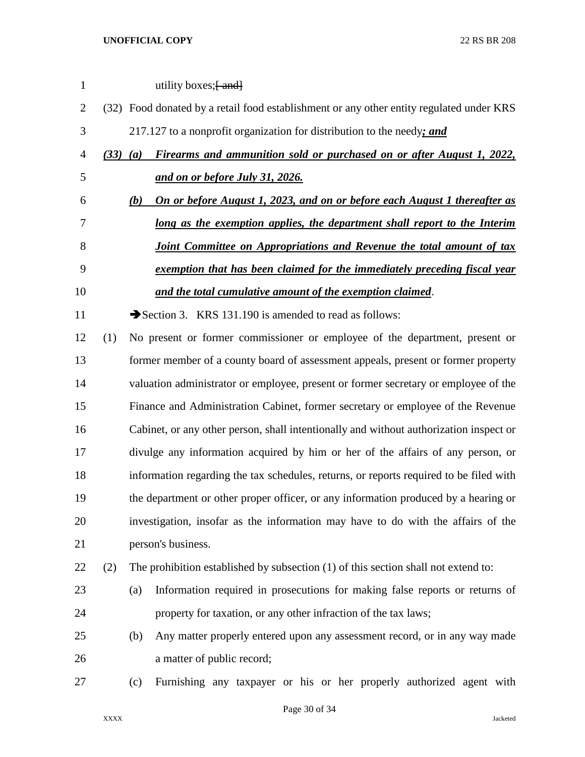utility boxes;~~[ and]~~

(32) Food donated by a retail food establishment or any other entity regulated under KRS 217.127 to a nonprofit organization for distribution to the needy***; and***

***(33) (a) Firearms and ammunition sold or purchased on or after August 1, 2022, and on or before July 31, 2026.***

***(b) On or before August 1, 2023, and on or before each August 1 thereafter as long as the exemption applies, the department shall report to the Interim Joint Committee on Appropriations and Revenue the total amount of tax exemption that has been claimed for the immediately preceding fiscal year and the total cumulative amount of the exemption claimed***.

➔Section 3. KRS 131.190 is amended to read as follows:

(1) No present or former commissioner or employee of the department, present or former member of a county board of assessment appeals, present or former property valuation administrator or employee, present or former secretary or employee of the Finance and Administration Cabinet, former secretary or employee of the Revenue Cabinet, or any other person, shall intentionally and without authorization inspect or divulge any information acquired by him or her of the affairs of any person, or information regarding the tax schedules, returns, or reports required to be filed with the department or other proper officer, or any information produced by a hearing or investigation, insofar as the information may have to do with the affairs of the person's business.

(2) The prohibition established by subsection (1) of this section shall not extend to:

(a) Information required in prosecutions for making false reports or returns of property for taxation, or any other infraction of the tax laws;

(b) Any matter properly entered upon any assessment record, or in any way made a matter of public record;

(c) Furnishing any taxpayer or his or her properly authorized agent with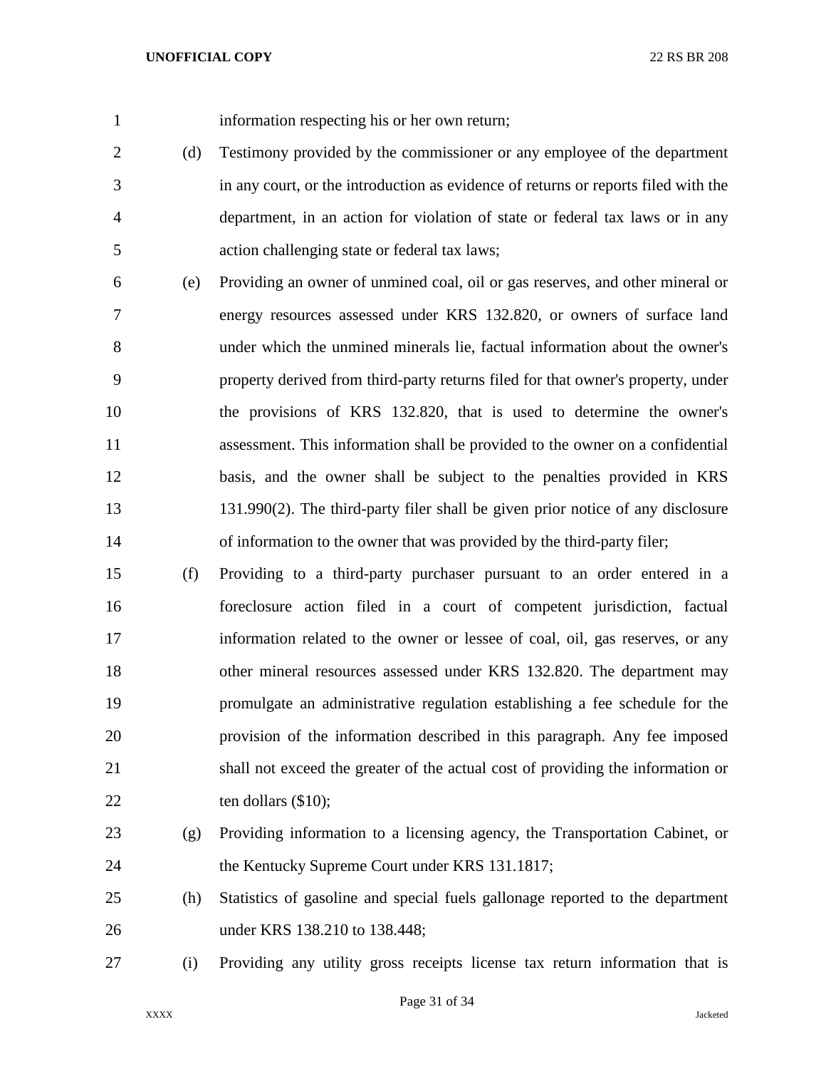information respecting his or her own return;

(d) Testimony provided by the commissioner or any employee of the department in any court, or the introduction as evidence of returns or reports filed with the department, in an action for violation of state or federal tax laws or in any action challenging state or federal tax laws;

(e) Providing an owner of unmined coal, oil or gas reserves, and other mineral or energy resources assessed under KRS 132.820, or owners of surface land under which the unmined minerals lie, factual information about the owner's property derived from third-party returns filed for that owner's property, under the provisions of KRS 132.820, that is used to determine the owner's assessment. This information shall be provided to the owner on a confidential basis, and the owner shall be subject to the penalties provided in KRS 131.990(2). The third-party filer shall be given prior notice of any disclosure of information to the owner that was provided by the third-party filer;

(f) Providing to a third-party purchaser pursuant to an order entered in a foreclosure action filed in a court of competent jurisdiction, factual information related to the owner or lessee of coal, oil, gas reserves, or any other mineral resources assessed under KRS 132.820. The department may promulgate an administrative regulation establishing a fee schedule for the provision of the information described in this paragraph. Any fee imposed shall not exceed the greater of the actual cost of providing the information or ten dollars ($10);

(g) Providing information to a licensing agency, the Transportation Cabinet, or the Kentucky Supreme Court under KRS 131.1817;

(h) Statistics of gasoline and special fuels gallonage reported to the department under KRS 138.210 to 138.448;

(i) Providing any utility gross receipts license tax return information that is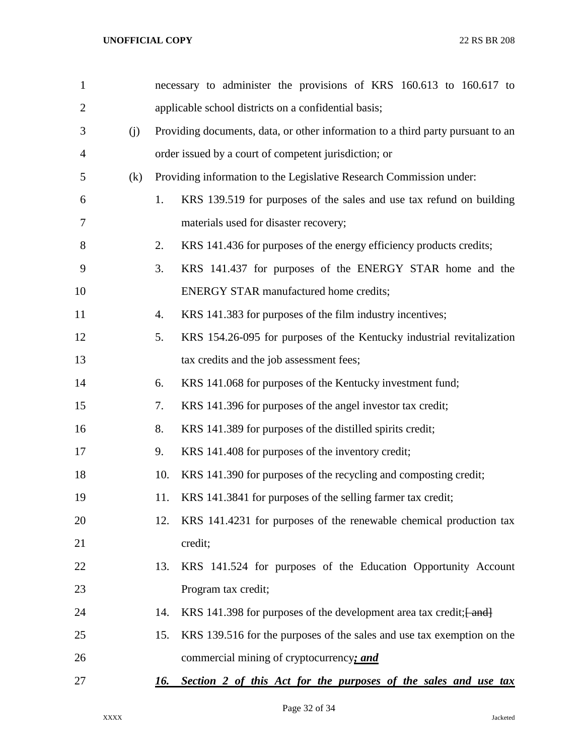necessary to administer the provisions of KRS 160.613 to 160.617 to applicable school districts on a confidential basis;

(j) Providing documents, data, or other information to a third party pursuant to an order issued by a court of competent jurisdiction; or

(k) Providing information to the Legislative Research Commission under:

1. KRS 139.519 for purposes of the sales and use tax refund on building materials used for disaster recovery;
2. KRS 141.436 for purposes of the energy efficiency products credits;
3. KRS 141.437 for purposes of the ENERGY STAR home and the ENERGY STAR manufactured home credits;
4. KRS 141.383 for purposes of the film industry incentives;
5. KRS 154.26-095 for purposes of the Kentucky industrial revitalization tax credits and the job assessment fees;
6. KRS 141.068 for purposes of the Kentucky investment fund;
7. KRS 141.396 for purposes of the angel investor tax credit;
8. KRS 141.389 for purposes of the distilled spirits credit;
9. KRS 141.408 for purposes of the inventory credit;
10. KRS 141.390 for purposes of the recycling and composting credit;
11. KRS 141.3841 for purposes of the selling farmer tax credit;
12. KRS 141.4231 for purposes of the renewable chemical production tax credit;
13. KRS 141.524 for purposes of the Education Opportunity Account Program tax credit;
14. KRS 141.398 for purposes of the development area tax credit;~~[ and]~~
15. KRS 139.516 for the purposes of the sales and use tax exemption on the commercial mining of cryptocurrency***; and***
***16. Section 2 of this Act for the purposes of the sales and use tax***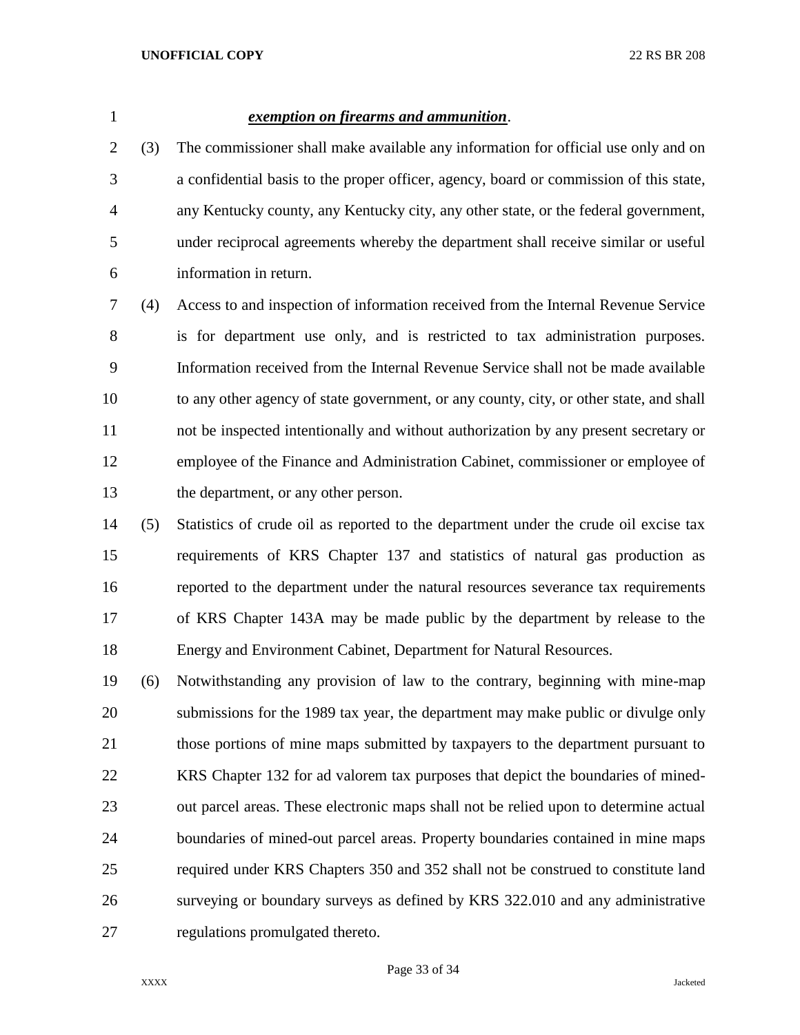***exemption on firearms and ammunition***.

(3) The commissioner shall make available any information for official use only and on a confidential basis to the proper officer, agency, board or commission of this state, any Kentucky county, any Kentucky city, any other state, or the federal government, under reciprocal agreements whereby the department shall receive similar or useful information in return.

(4) Access to and inspection of information received from the Internal Revenue Service is for department use only, and is restricted to tax administration purposes. Information received from the Internal Revenue Service shall not be made available to any other agency of state government, or any county, city, or other state, and shall not be inspected intentionally and without authorization by any present secretary or employee of the Finance and Administration Cabinet, commissioner or employee of the department, or any other person.

(5) Statistics of crude oil as reported to the department under the crude oil excise tax requirements of KRS Chapter 137 and statistics of natural gas production as reported to the department under the natural resources severance tax requirements of KRS Chapter 143A may be made public by the department by release to the Energy and Environment Cabinet, Department for Natural Resources.

(6) Notwithstanding any provision of law to the contrary, beginning with mine-map submissions for the 1989 tax year, the department may make public or divulge only those portions of mine maps submitted by taxpayers to the department pursuant to KRS Chapter 132 for ad valorem tax purposes that depict the boundaries of mined-out parcel areas. These electronic maps shall not be relied upon to determine actual boundaries of mined-out parcel areas. Property boundaries contained in mine maps required under KRS Chapters 350 and 352 shall not be construed to constitute land surveying or boundary surveys as defined by KRS 322.010 and any administrative regulations promulgated thereto.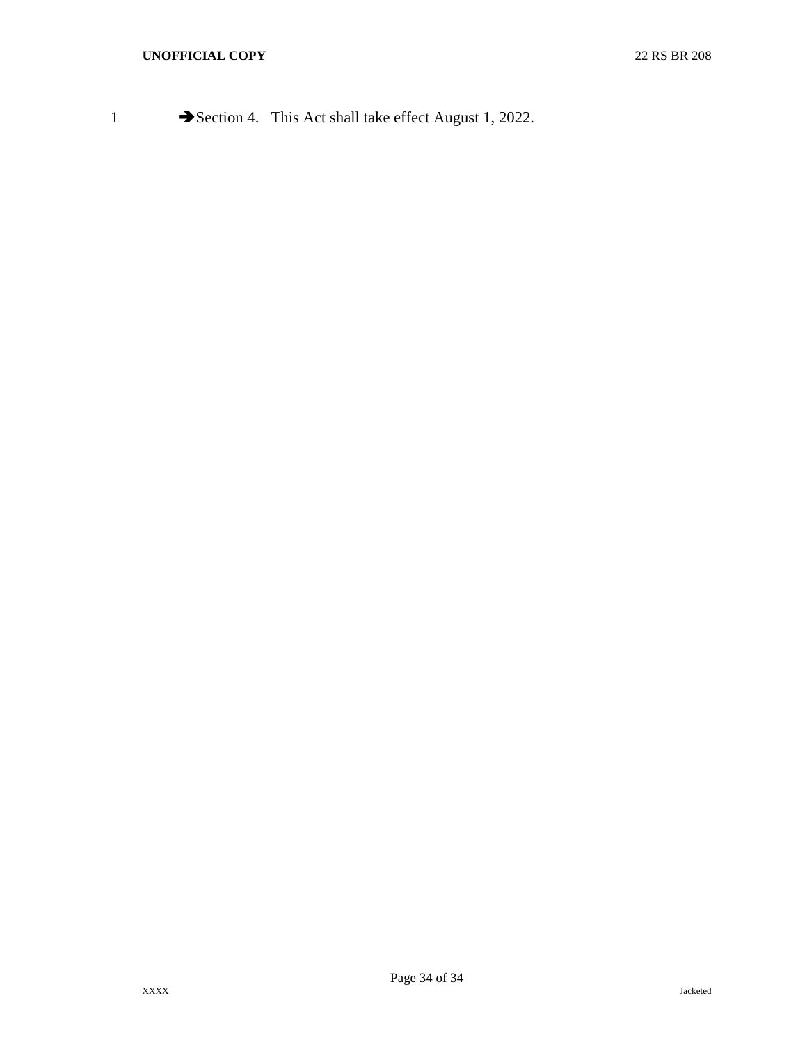➔Section 4. This Act shall take effect August 1, 2022.